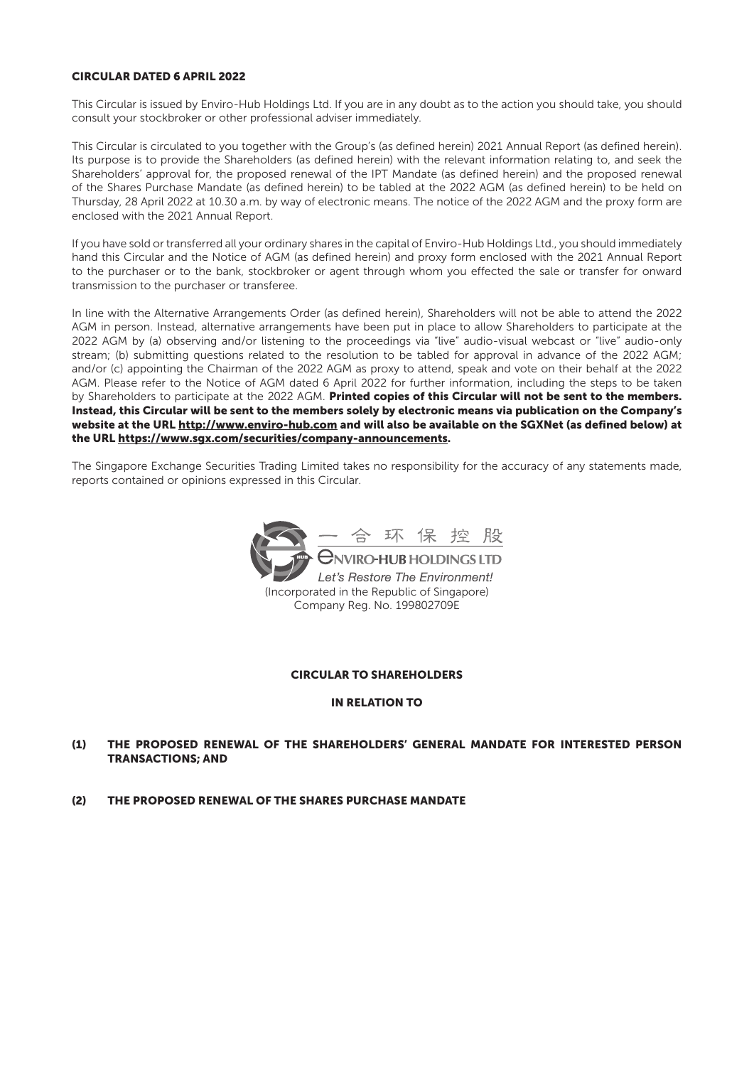**CIRCULAR DATED 6 APRIL 2022**

This Circular is issued by Enviro-Hub Holdings Ltd. If you are in any doubt as to the action you should take, you should consult your stockbroker or other professional adviser immediately.

This Circular is circulated to you together with the Group's (as defined herein) 2021 Annual Report (as defined herein). Its purpose is to provide the Shareholders (as defined herein) with the relevant information relating to, and seek the Shareholders' approval for, the proposed renewal of the IPT Mandate (as defined herein) and the proposed renewal of the Shares Purchase Mandate (as defined herein) to be tabled at the 2022 AGM (as defined herein) to be held on Thursday, 28 April 2022 at 10.30 a.m. by way of electronic means. The notice of the 2022 AGM and the proxy form are enclosed with the 2021 Annual Report.

If you have sold or transferred all your ordinary shares in the capital of Enviro-Hub Holdings Ltd., you should immediately hand this Circular and the Notice of AGM (as defined herein) and proxy form enclosed with the 2021 Annual Report to the purchaser or to the bank, stockbroker or agent through whom you effected the sale or transfer for onward transmission to the purchaser or transferee.

In line with the Alternative Arrangements Order (as defined herein), Shareholders will not be able to attend the 2022 AGM in person. Instead, alternative arrangements have been put in place to allow Shareholders to participate at the 2022 AGM by (a) observing and/or listening to the proceedings via "live" audio-visual webcast or "live" audio-only stream; (b) submitting questions related to the resolution to be tabled for approval in advance of the 2022 AGM; and/or (c) appointing the Chairman of the 2022 AGM as proxy to attend, speak and vote on their behalf at the 2022 AGM. Please refer to the Notice of AGM dated 6 April 2022 for further information, including the steps to be taken by Shareholders to participate at the 2022 AGM. **Printed copies of this Circular will not be sent to the members. Instead, this Circular will be sent to the members solely by electronic means via publication on the Company's website at the URL http://www.enviro-hub.com and will also be available on the SGXNet (as defined below) at the URL https://www.sgx.com/securities/company-announcements.**

The Singapore Exchange Securities Trading Limited takes no responsibility for the accuracy of any statements made, reports contained or opinions expressed in this Circular.

一合环保控股

ENVIRO-HUB HOLDINGS LTD

*Let's Restore The Environment!*

(Incorporated in the Republic of Singapore)
Company Reg. No. 199802709E

**CIRCULAR TO SHAREHOLDERS**

**IN RELATION TO**

**(1) THE PROPOSED RENEWAL OF THE SHAREHOLDERS' GENERAL MANDATE FOR INTERESTED PERSON TRANSACTIONS; AND**

**(2) THE PROPOSED RENEWAL OF THE SHARES PURCHASE MANDATE**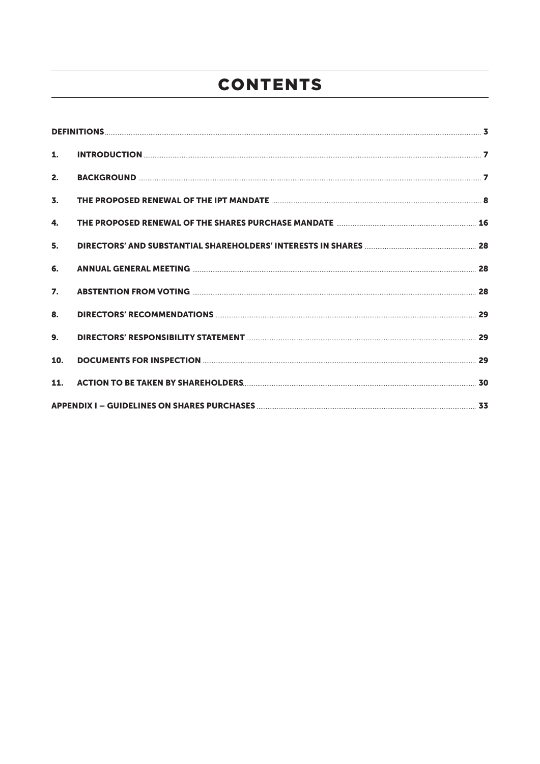# CONTENTS

| | | |
|---|---|---|
| **DEFINITIONS** | | **3** |
| **1.** | **INTRODUCTION** | **7** |
| **2.** | **BACKGROUND** | **7** |
| **3.** | **THE PROPOSED RENEWAL OF THE IPT MANDATE** | **8** |
| **4.** | **THE PROPOSED RENEWAL OF THE SHARES PURCHASE MANDATE** | **16** |
| **5.** | **DIRECTORS' AND SUBSTANTIAL SHAREHOLDERS' INTERESTS IN SHARES** | **28** |
| **6.** | **ANNUAL GENERAL MEETING** | **28** |
| **7.** | **ABSTENTION FROM VOTING** | **28** |
| **8.** | **DIRECTORS' RECOMMENDATIONS** | **29** |
| **9.** | **DIRECTORS' RESPONSIBILITY STATEMENT** | **29** |
| **10.** | **DOCUMENTS FOR INSPECTION** | **29** |
| **11.** | **ACTION TO BE TAKEN BY SHAREHOLDERS** | **30** |
| **APPENDIX I – GUIDELINES ON SHARES PURCHASES** | | **33** |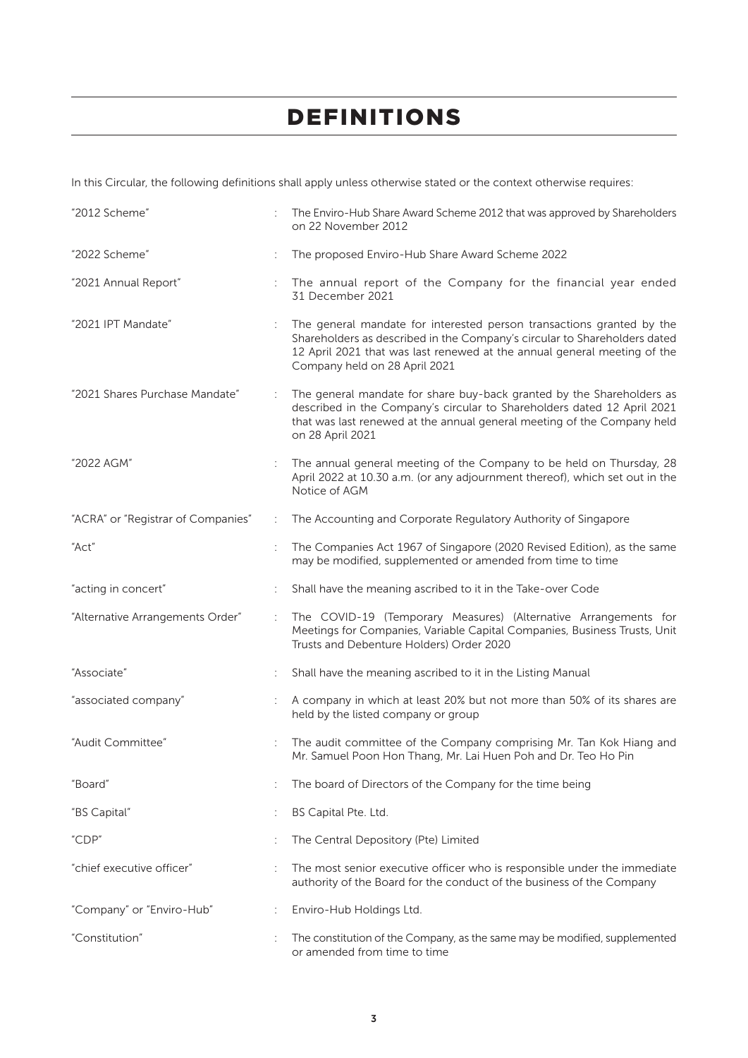# DEFINITIONS

In this Circular, the following definitions shall apply unless otherwise stated or the context otherwise requires:

| | | |
|---|---|---|
| "2012 Scheme" | : | The Enviro-Hub Share Award Scheme 2012 that was approved by Shareholders on 22 November 2012 |
| "2022 Scheme" | : | The proposed Enviro-Hub Share Award Scheme 2022 |
| "2021 Annual Report" | : | The annual report of the Company for the financial year ended 31 December 2021 |
| "2021 IPT Mandate" | : | The general mandate for interested person transactions granted by the Shareholders as described in the Company's circular to Shareholders dated 12 April 2021 that was last renewed at the annual general meeting of the Company held on 28 April 2021 |
| "2021 Shares Purchase Mandate" | : | The general mandate for share buy-back granted by the Shareholders as described in the Company's circular to Shareholders dated 12 April 2021 that was last renewed at the annual general meeting of the Company held on 28 April 2021 |
| "2022 AGM" | : | The annual general meeting of the Company to be held on Thursday, 28 April 2022 at 10.30 a.m. (or any adjournment thereof), which set out in the Notice of AGM |
| "ACRA" or "Registrar of Companies" | : | The Accounting and Corporate Regulatory Authority of Singapore |
| "Act" | : | The Companies Act 1967 of Singapore (2020 Revised Edition), as the same may be modified, supplemented or amended from time to time |
| "acting in concert" | : | Shall have the meaning ascribed to it in the Take-over Code |
| "Alternative Arrangements Order" | : | The COVID-19 (Temporary Measures) (Alternative Arrangements for Meetings for Companies, Variable Capital Companies, Business Trusts, Unit Trusts and Debenture Holders) Order 2020 |
| "Associate" | : | Shall have the meaning ascribed to it in the Listing Manual |
| "associated company" | : | A company in which at least 20% but not more than 50% of its shares are held by the listed company or group |
| "Audit Committee" | : | The audit committee of the Company comprising Mr. Tan Kok Hiang and Mr. Samuel Poon Hon Thang, Mr. Lai Huen Poh and Dr. Teo Ho Pin |
| "Board" | : | The board of Directors of the Company for the time being |
| "BS Capital" | : | BS Capital Pte. Ltd. |
| "CDP" | : | The Central Depository (Pte) Limited |
| "chief executive officer" | : | The most senior executive officer who is responsible under the immediate authority of the Board for the conduct of the business of the Company |
| "Company" or "Enviro-Hub" | : | Enviro-Hub Holdings Ltd. |
| "Constitution" | : | The constitution of the Company, as the same may be modified, supplemented or amended from time to time |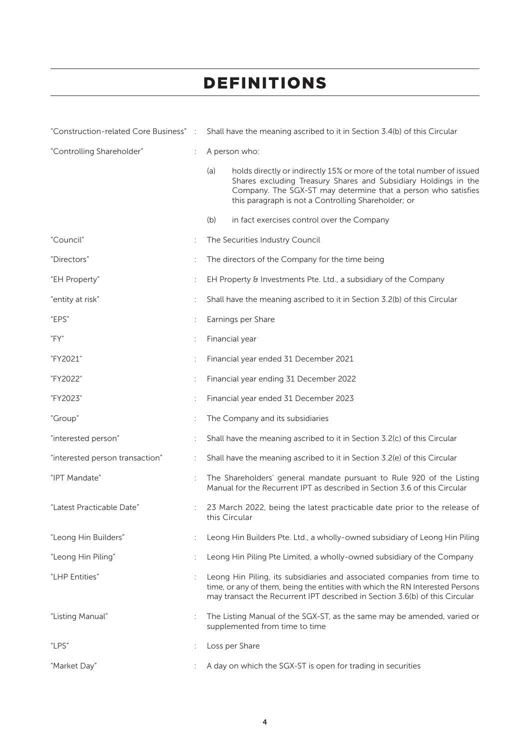# DEFINITIONS

| | | |
|---|---|---|
| "Construction-related Core Business" | : | Shall have the meaning ascribed to it in Section 3.4(b) of this Circular |
| "Controlling Shareholder" | : | A person who:<br>(a) holds directly or indirectly 15% or more of the total number of issued Shares excluding Treasury Shares and Subsidiary Holdings in the Company. The SGX-ST may determine that a person who satisfies this paragraph is not a Controlling Shareholder; or<br>(b) in fact exercises control over the Company |
| "Council" | : | The Securities Industry Council |
| "Directors" | : | The directors of the Company for the time being |
| "EH Property" | : | EH Property & Investments Pte. Ltd., a subsidiary of the Company |
| "entity at risk" | : | Shall have the meaning ascribed to it in Section 3.2(b) of this Circular |
| "EPS" | : | Earnings per Share |
| "FY" | : | Financial year |
| "FY2021" | : | Financial year ended 31 December 2021 |
| "FY2022" | : | Financial year ending 31 December 2022 |
| "FY2023" | : | Financial year ended 31 December 2023 |
| "Group" | : | The Company and its subsidiaries |
| "interested person" | : | Shall have the meaning ascribed to it in Section 3.2(c) of this Circular |
| "interested person transaction" | : | Shall have the meaning ascribed to it in Section 3.2(e) of this Circular |
| "IPT Mandate" | : | The Shareholders' general mandate pursuant to Rule 920 of the Listing Manual for the Recurrent IPT as described in Section 3.6 of this Circular |
| "Latest Practicable Date" | : | 23 March 2022, being the latest practicable date prior to the release of this Circular |
| "Leong Hin Builders" | : | Leong Hin Builders Pte. Ltd., a wholly-owned subsidiary of Leong Hin Piling |
| "Leong Hin Piling" | : | Leong Hin Piling Pte Limited, a wholly-owned subsidiary of the Company |
| "LHP Entities" | : | Leong Hin Piling, its subsidiaries and associated companies from time to time, or any of them, being the entities with which the RN Interested Persons may transact the Recurrent IPT described in Section 3.6(b) of this Circular |
| "Listing Manual" | : | The Listing Manual of the SGX-ST, as the same may be amended, varied or supplemented from time to time |
| "LPS" | : | Loss per Share |
| "Market Day" | : | A day on which the SGX-ST is open for trading in securities |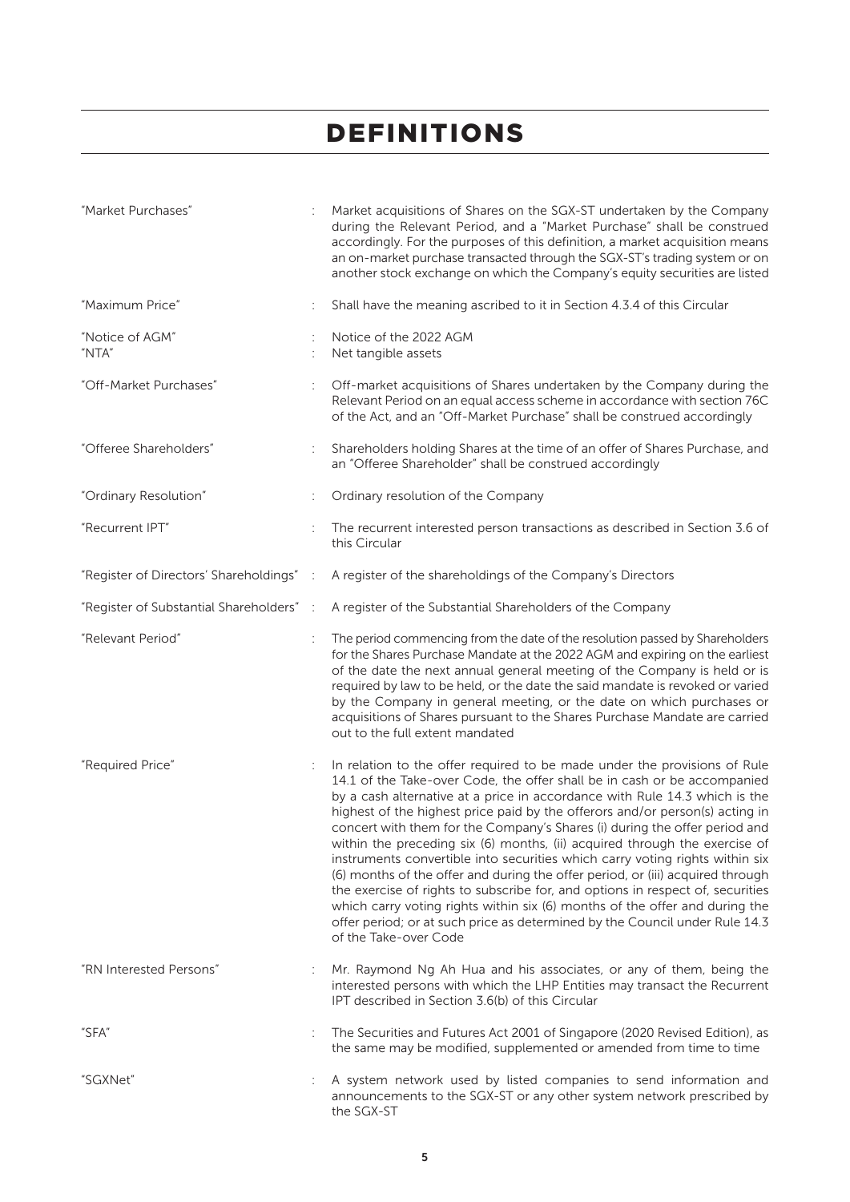# DEFINITIONS

| | | |
|---|---|---|
| "Market Purchases" | : | Market acquisitions of Shares on the SGX-ST undertaken by the Company during the Relevant Period, and a "Market Purchase" shall be construed accordingly. For the purposes of this definition, a market acquisition means an on-market purchase transacted through the SGX-ST's trading system or on another stock exchange on which the Company's equity securities are listed |
| "Maximum Price" | : | Shall have the meaning ascribed to it in Section 4.3.4 of this Circular |
| "Notice of AGM" | : | Notice of the 2022 AGM |
| "NTA" | : | Net tangible assets |
| "Off-Market Purchases" | : | Off-market acquisitions of Shares undertaken by the Company during the Relevant Period on an equal access scheme in accordance with section 76C of the Act, and an "Off-Market Purchase" shall be construed accordingly |
| "Offeree Shareholders" | : | Shareholders holding Shares at the time of an offer of Shares Purchase, and an "Offeree Shareholder" shall be construed accordingly |
| "Ordinary Resolution" | : | Ordinary resolution of the Company |
| "Recurrent IPT" | : | The recurrent interested person transactions as described in Section 3.6 of this Circular |
| "Register of Directors' Shareholdings" | : | A register of the shareholdings of the Company's Directors |
| "Register of Substantial Shareholders" | : | A register of the Substantial Shareholders of the Company |
| "Relevant Period" | : | The period commencing from the date of the resolution passed by Shareholders for the Shares Purchase Mandate at the 2022 AGM and expiring on the earliest of the date the next annual general meeting of the Company is held or is required by law to be held, or the date the said mandate is revoked or varied by the Company in general meeting, or the date on which purchases or acquisitions of Shares pursuant to the Shares Purchase Mandate are carried out to the full extent mandated |
| "Required Price" | : | In relation to the offer required to be made under the provisions of Rule 14.1 of the Take-over Code, the offer shall be in cash or be accompanied by a cash alternative at a price in accordance with Rule 14.3 which is the highest of the highest price paid by the offerors and/or person(s) acting in concert with them for the Company's Shares (i) during the offer period and within the preceding six (6) months, (ii) acquired through the exercise of instruments convertible into securities which carry voting rights within six (6) months of the offer and during the offer period, or (iii) acquired through the exercise of rights to subscribe for, and options in respect of, securities which carry voting rights within six (6) months of the offer and during the offer period; or at such price as determined by the Council under Rule 14.3 of the Take-over Code |
| "RN Interested Persons" | : | Mr. Raymond Ng Ah Hua and his associates, or any of them, being the interested persons with which the LHP Entities may transact the Recurrent IPT described in Section 3.6(b) of this Circular |
| "SFA" | : | The Securities and Futures Act 2001 of Singapore (2020 Revised Edition), as the same may be modified, supplemented or amended from time to time |
| "SGXNet" | : | A system network used by listed companies to send information and announcements to the SGX-ST or any other system network prescribed by the SGX-ST |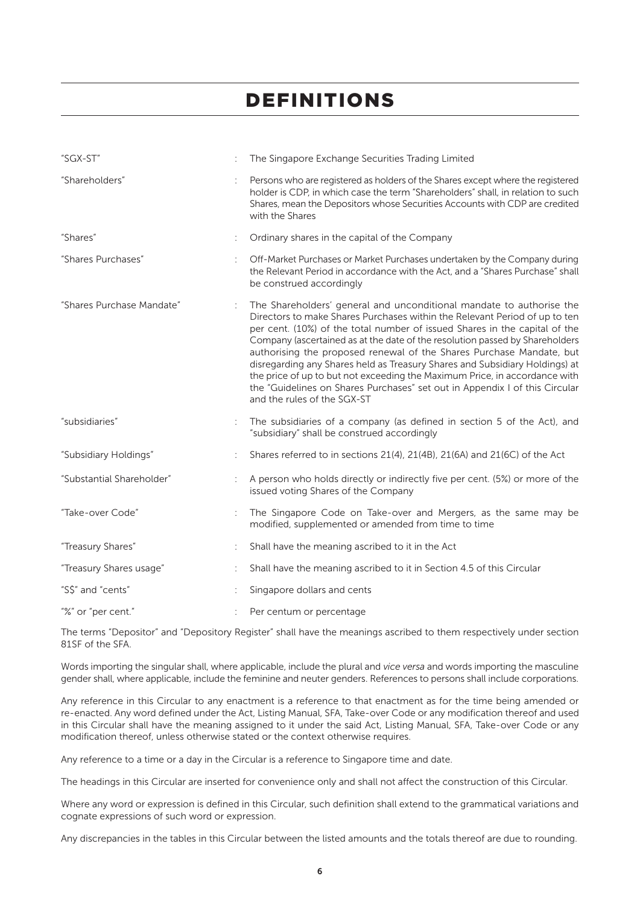# DEFINITIONS

| | | |
|---|---|---|
| "SGX-ST" | : | The Singapore Exchange Securities Trading Limited |
| "Shareholders" | : | Persons who are registered as holders of the Shares except where the registered holder is CDP, in which case the term "Shareholders" shall, in relation to such Shares, mean the Depositors whose Securities Accounts with CDP are credited with the Shares |
| "Shares" | : | Ordinary shares in the capital of the Company |
| "Shares Purchases" | : | Off-Market Purchases or Market Purchases undertaken by the Company during the Relevant Period in accordance with the Act, and a "Shares Purchase" shall be construed accordingly |
| "Shares Purchase Mandate" | : | The Shareholders' general and unconditional mandate to authorise the Directors to make Shares Purchases within the Relevant Period of up to ten per cent. (10%) of the total number of issued Shares in the capital of the Company (ascertained as at the date of the resolution passed by Shareholders authorising the proposed renewal of the Shares Purchase Mandate, but disregarding any Shares held as Treasury Shares and Subsidiary Holdings) at the price of up to but not exceeding the Maximum Price, in accordance with the "Guidelines on Shares Purchases" set out in Appendix I of this Circular and the rules of the SGX-ST |
| "subsidiaries" | : | The subsidiaries of a company (as defined in section 5 of the Act), and "subsidiary" shall be construed accordingly |
| "Subsidiary Holdings" | : | Shares referred to in sections 21(4), 21(4B), 21(6A) and 21(6C) of the Act |
| "Substantial Shareholder" | : | A person who holds directly or indirectly five per cent. (5%) or more of the issued voting Shares of the Company |
| "Take-over Code" | : | The Singapore Code on Take-over and Mergers, as the same may be modified, supplemented or amended from time to time |
| "Treasury Shares" | : | Shall have the meaning ascribed to it in the Act |
| "Treasury Shares usage" | : | Shall have the meaning ascribed to it in Section 4.5 of this Circular |
| "S$" and "cents" | : | Singapore dollars and cents |
| "%" or "per cent." | : | Per centum or percentage |

The terms "Depositor" and "Depository Register" shall have the meanings ascribed to them respectively under section 81SF of the SFA.

Words importing the singular shall, where applicable, include the plural and *vice versa* and words importing the masculine gender shall, where applicable, include the feminine and neuter genders. References to persons shall include corporations.

Any reference in this Circular to any enactment is a reference to that enactment as for the time being amended or re-enacted. Any word defined under the Act, Listing Manual, SFA, Take-over Code or any modification thereof and used in this Circular shall have the meaning assigned to it under the said Act, Listing Manual, SFA, Take-over Code or any modification thereof, unless otherwise stated or the context otherwise requires.

Any reference to a time or a day in the Circular is a reference to Singapore time and date.

The headings in this Circular are inserted for convenience only and shall not affect the construction of this Circular.

Where any word or expression is defined in this Circular, such definition shall extend to the grammatical variations and cognate expressions of such word or expression.

Any discrepancies in the tables in this Circular between the listed amounts and the totals thereof are due to rounding.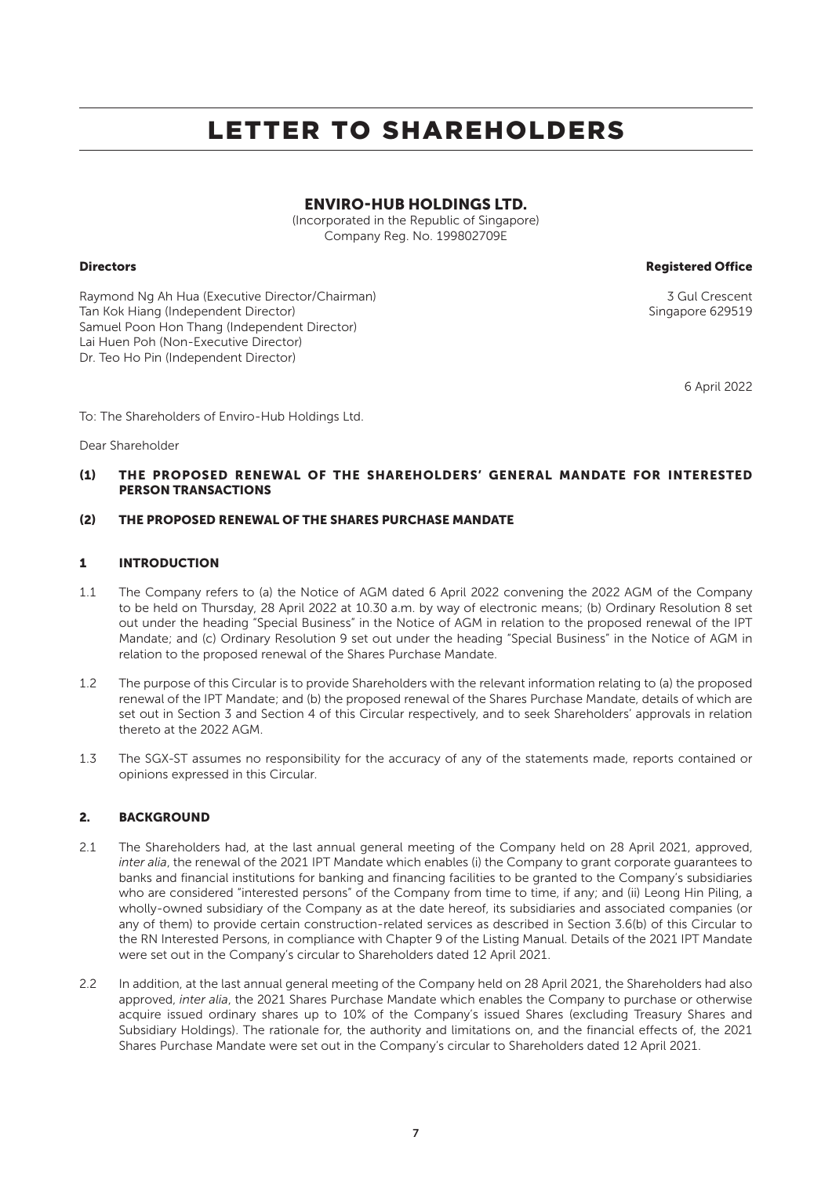# LETTER TO SHAREHOLDERS

## ENVIRO-HUB HOLDINGS LTD.

(Incorporated in the Republic of Singapore)
Company Reg. No. 199802709E

**Directors**

Raymond Ng Ah Hua (Executive Director/Chairman)
Tan Kok Hiang (Independent Director)
Samuel Poon Hon Thang (Independent Director)
Lai Huen Poh (Non-Executive Director)
Dr. Teo Ho Pin (Independent Director)

**Registered Office**

3 Gul Crescent
Singapore 629519

6 April 2022

To: The Shareholders of Enviro-Hub Holdings Ltd.

Dear Shareholder

**(1) THE PROPOSED RENEWAL OF THE SHAREHOLDERS' GENERAL MANDATE FOR INTERESTED PERSON TRANSACTIONS**

**(2) THE PROPOSED RENEWAL OF THE SHARES PURCHASE MANDATE**

## 1 INTRODUCTION

1.1 The Company refers to (a) the Notice of AGM dated 6 April 2022 convening the 2022 AGM of the Company to be held on Thursday, 28 April 2022 at 10.30 a.m. by way of electronic means; (b) Ordinary Resolution 8 set out under the heading "Special Business" in the Notice of AGM in relation to the proposed renewal of the IPT Mandate; and (c) Ordinary Resolution 9 set out under the heading "Special Business" in the Notice of AGM in relation to the proposed renewal of the Shares Purchase Mandate.

1.2 The purpose of this Circular is to provide Shareholders with the relevant information relating to (a) the proposed renewal of the IPT Mandate; and (b) the proposed renewal of the Shares Purchase Mandate, details of which are set out in Section 3 and Section 4 of this Circular respectively, and to seek Shareholders' approvals in relation thereto at the 2022 AGM.

1.3 The SGX-ST assumes no responsibility for the accuracy of any of the statements made, reports contained or opinions expressed in this Circular.

## 2. BACKGROUND

2.1 The Shareholders had, at the last annual general meeting of the Company held on 28 April 2021, approved, *inter alia*, the renewal of the 2021 IPT Mandate which enables (i) the Company to grant corporate guarantees to banks and financial institutions for banking and financing facilities to be granted to the Company's subsidiaries who are considered "interested persons" of the Company from time to time, if any; and (ii) Leong Hin Piling, a wholly-owned subsidiary of the Company as at the date hereof, its subsidiaries and associated companies (or any of them) to provide certain construction-related services as described in Section 3.6(b) of this Circular to the RN Interested Persons, in compliance with Chapter 9 of the Listing Manual. Details of the 2021 IPT Mandate were set out in the Company's circular to Shareholders dated 12 April 2021.

2.2 In addition, at the last annual general meeting of the Company held on 28 April 2021, the Shareholders had also approved, *inter alia*, the 2021 Shares Purchase Mandate which enables the Company to purchase or otherwise acquire issued ordinary shares up to 10% of the Company's issued Shares (excluding Treasury Shares and Subsidiary Holdings). The rationale for, the authority and limitations on, and the financial effects of, the 2021 Shares Purchase Mandate were set out in the Company's circular to Shareholders dated 12 April 2021.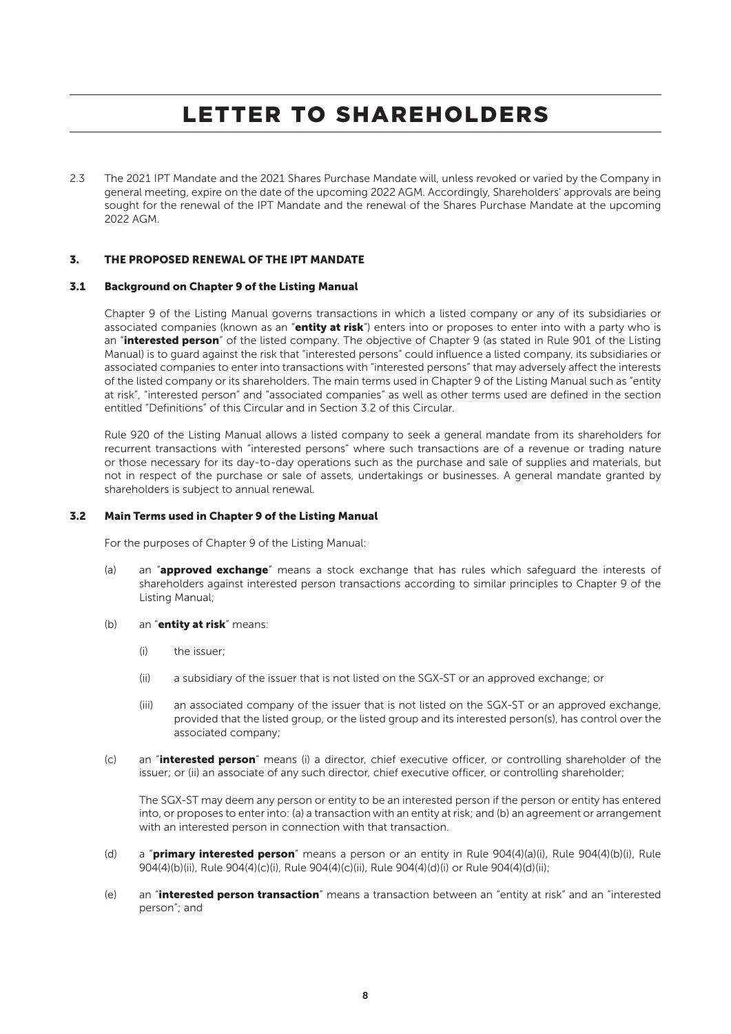# LETTER TO SHAREHOLDERS

2.3 The 2021 IPT Mandate and the 2021 Shares Purchase Mandate will, unless revoked or varied by the Company in general meeting, expire on the date of the upcoming 2022 AGM. Accordingly, Shareholders' approvals are being sought for the renewal of the IPT Mandate and the renewal of the Shares Purchase Mandate at the upcoming 2022 AGM.

## 3. THE PROPOSED RENEWAL OF THE IPT MANDATE

### 3.1 Background on Chapter 9 of the Listing Manual

Chapter 9 of the Listing Manual governs transactions in which a listed company or any of its subsidiaries or associated companies (known as an "**entity at risk**") enters into or proposes to enter into with a party who is an "**interested person**" of the listed company. The objective of Chapter 9 (as stated in Rule 901 of the Listing Manual) is to guard against the risk that "interested persons" could influence a listed company, its subsidiaries or associated companies to enter into transactions with "interested persons" that may adversely affect the interests of the listed company or its shareholders. The main terms used in Chapter 9 of the Listing Manual such as "entity at risk", "interested person" and "associated companies" as well as other terms used are defined in the section entitled "Definitions" of this Circular and in Section 3.2 of this Circular.

Rule 920 of the Listing Manual allows a listed company to seek a general mandate from its shareholders for recurrent transactions with "interested persons" where such transactions are of a revenue or trading nature or those necessary for its day-to-day operations such as the purchase and sale of supplies and materials, but not in respect of the purchase or sale of assets, undertakings or businesses. A general mandate granted by shareholders is subject to annual renewal.

### 3.2 Main Terms used in Chapter 9 of the Listing Manual

For the purposes of Chapter 9 of the Listing Manual:

(a) an "**approved exchange**" means a stock exchange that has rules which safeguard the interests of shareholders against interested person transactions according to similar principles to Chapter 9 of the Listing Manual;

(b) an "**entity at risk**" means:

  (i) the issuer;

  (ii) a subsidiary of the issuer that is not listed on the SGX-ST or an approved exchange; or

  (iii) an associated company of the issuer that is not listed on the SGX-ST or an approved exchange, provided that the listed group, or the listed group and its interested person(s), has control over the associated company;

(c) an "**interested person**" means (i) a director, chief executive officer, or controlling shareholder of the issuer; or (ii) an associate of any such director, chief executive officer, or controlling shareholder;

The SGX-ST may deem any person or entity to be an interested person if the person or entity has entered into, or proposes to enter into: (a) a transaction with an entity at risk; and (b) an agreement or arrangement with an interested person in connection with that transaction.

(d) a "**primary interested person**" means a person or an entity in Rule 904(4)(a)(i), Rule 904(4)(b)(i), Rule 904(4)(b)(ii), Rule 904(4)(c)(i), Rule 904(4)(c)(ii), Rule 904(4)(d)(i) or Rule 904(4)(d)(ii);

(e) an "**interested person transaction**" means a transaction between an "entity at risk" and an "interested person"; and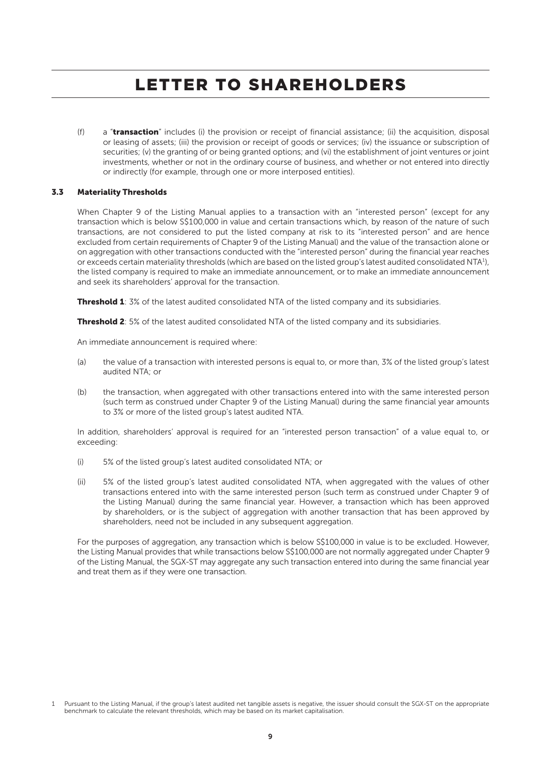# LETTER TO SHAREHOLDERS

(f) a "**transaction**" includes (i) the provision or receipt of financial assistance; (ii) the acquisition, disposal or leasing of assets; (iii) the provision or receipt of goods or services; (iv) the issuance or subscription of securities; (v) the granting of or being granted options; and (vi) the establishment of joint ventures or joint investments, whether or not in the ordinary course of business, and whether or not entered into directly or indirectly (for example, through one or more interposed entities).

### 3.3 Materiality Thresholds

When Chapter 9 of the Listing Manual applies to a transaction with an "interested person" (except for any transaction which is below S$100,000 in value and certain transactions which, by reason of the nature of such transactions, are not considered to put the listed company at risk to its "interested person" and are hence excluded from certain requirements of Chapter 9 of the Listing Manual) and the value of the transaction alone or on aggregation with other transactions conducted with the "interested person" during the financial year reaches or exceeds certain materiality thresholds (which are based on the listed group's latest audited consolidated NTA[1]), the listed company is required to make an immediate announcement, or to make an immediate announcement and seek its shareholders' approval for the transaction.

**Threshold 1**: 3% of the latest audited consolidated NTA of the listed company and its subsidiaries.

**Threshold 2**: 5% of the latest audited consolidated NTA of the listed company and its subsidiaries.

An immediate announcement is required where:

(a) the value of a transaction with interested persons is equal to, or more than, 3% of the listed group's latest audited NTA; or

(b) the transaction, when aggregated with other transactions entered into with the same interested person (such term as construed under Chapter 9 of the Listing Manual) during the same financial year amounts to 3% or more of the listed group's latest audited NTA.

In addition, shareholders' approval is required for an "interested person transaction" of a value equal to, or exceeding:

(i) 5% of the listed group's latest audited consolidated NTA; or

(ii) 5% of the listed group's latest audited consolidated NTA, when aggregated with the values of other transactions entered into with the same interested person (such term as construed under Chapter 9 of the Listing Manual) during the same financial year. However, a transaction which has been approved by shareholders, or is the subject of aggregation with another transaction that has been approved by shareholders, need not be included in any subsequent aggregation.

For the purposes of aggregation, any transaction which is below S$100,000 in value is to be excluded. However, the Listing Manual provides that while transactions below S$100,000 are not normally aggregated under Chapter 9 of the Listing Manual, the SGX-ST may aggregate any such transaction entered into during the same financial year and treat them as if they were one transaction.

1 Pursuant to the Listing Manual, if the group's latest audited net tangible assets is negative, the issuer should consult the SGX-ST on the appropriate benchmark to calculate the relevant thresholds, which may be based on its market capitalisation.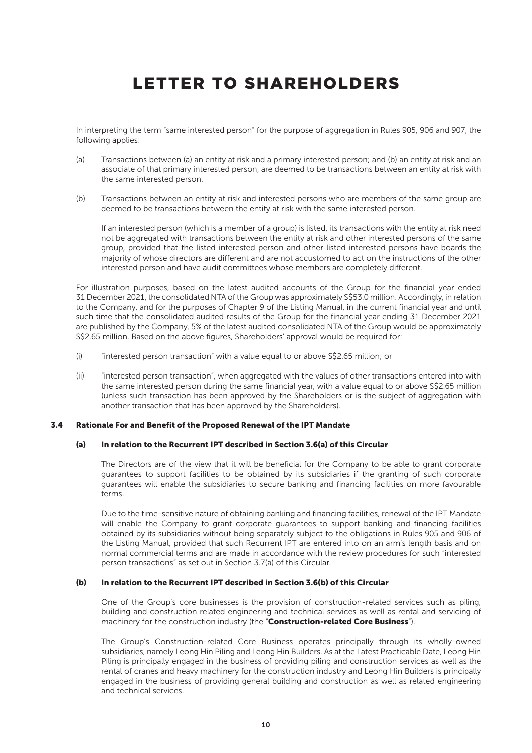# LETTER TO SHAREHOLDERS

In interpreting the term "same interested person" for the purpose of aggregation in Rules 905, 906 and 907, the following applies:

(a) Transactions between (a) an entity at risk and a primary interested person; and (b) an entity at risk and an associate of that primary interested person, are deemed to be transactions between an entity at risk with the same interested person.

(b) Transactions between an entity at risk and interested persons who are members of the same group are deemed to be transactions between the entity at risk with the same interested person.

If an interested person (which is a member of a group) is listed, its transactions with the entity at risk need not be aggregated with transactions between the entity at risk and other interested persons of the same group, provided that the listed interested person and other listed interested persons have boards the majority of whose directors are different and are not accustomed to act on the instructions of the other interested person and have audit committees whose members are completely different.

For illustration purposes, based on the latest audited accounts of the Group for the financial year ended 31 December 2021, the consolidated NTA of the Group was approximately S$53.0 million. Accordingly, in relation to the Company, and for the purposes of Chapter 9 of the Listing Manual, in the current financial year and until such time that the consolidated audited results of the Group for the financial year ending 31 December 2021 are published by the Company, 5% of the latest audited consolidated NTA of the Group would be approximately S$2.65 million. Based on the above figures, Shareholders' approval would be required for:

(i) "interested person transaction" with a value equal to or above S$2.65 million; or

(ii) "interested person transaction", when aggregated with the values of other transactions entered into with the same interested person during the same financial year, with a value equal to or above S$2.65 million (unless such transaction has been approved by the Shareholders or is the subject of aggregation with another transaction that has been approved by the Shareholders).

### 3.4 Rationale For and Benefit of the Proposed Renewal of the IPT Mandate

#### (a) In relation to the Recurrent IPT described in Section 3.6(a) of this Circular

The Directors are of the view that it will be beneficial for the Company to be able to grant corporate guarantees to support facilities to be obtained by its subsidiaries if the granting of such corporate guarantees will enable the subsidiaries to secure banking and financing facilities on more favourable terms.

Due to the time-sensitive nature of obtaining banking and financing facilities, renewal of the IPT Mandate will enable the Company to grant corporate guarantees to support banking and financing facilities obtained by its subsidiaries without being separately subject to the obligations in Rules 905 and 906 of the Listing Manual, provided that such Recurrent IPT are entered into on an arm's length basis and on normal commercial terms and are made in accordance with the review procedures for such "interested person transactions" as set out in Section 3.7(a) of this Circular.

#### (b) In relation to the Recurrent IPT described in Section 3.6(b) of this Circular

One of the Group's core businesses is the provision of construction-related services such as piling, building and construction related engineering and technical services as well as rental and servicing of machinery for the construction industry (the "**Construction-related Core Business**").

The Group's Construction-related Core Business operates principally through its wholly-owned subsidiaries, namely Leong Hin Piling and Leong Hin Builders. As at the Latest Practicable Date, Leong Hin Piling is principally engaged in the business of providing piling and construction services as well as the rental of cranes and heavy machinery for the construction industry and Leong Hin Builders is principally engaged in the business of providing general building and construction as well as related engineering and technical services.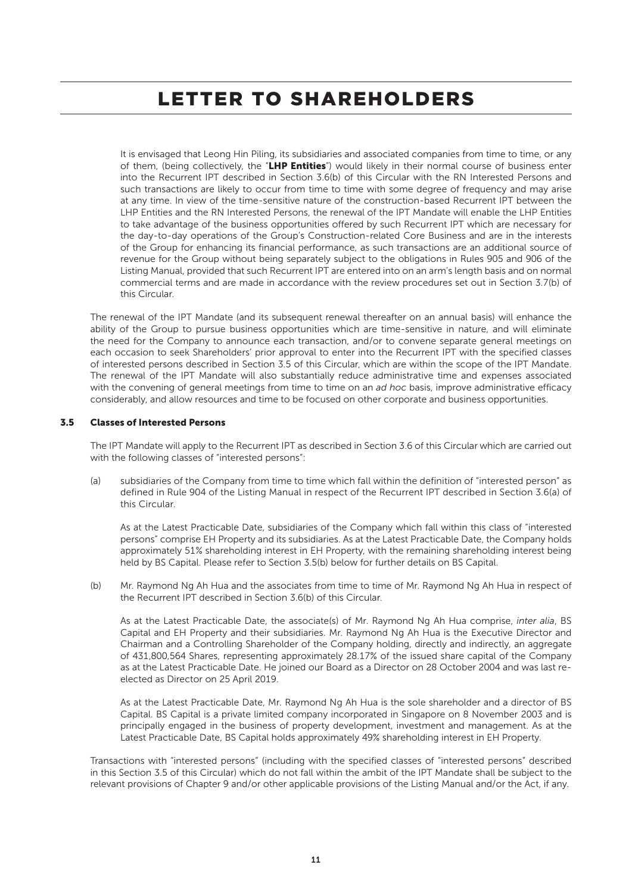# LETTER TO SHAREHOLDERS

It is envisaged that Leong Hin Piling, its subsidiaries and associated companies from time to time, or any of them, (being collectively, the "**LHP Entities**") would likely in their normal course of business enter into the Recurrent IPT described in Section 3.6(b) of this Circular with the RN Interested Persons and such transactions are likely to occur from time to time with some degree of frequency and may arise at any time. In view of the time-sensitive nature of the construction-based Recurrent IPT between the LHP Entities and the RN Interested Persons, the renewal of the IPT Mandate will enable the LHP Entities to take advantage of the business opportunities offered by such Recurrent IPT which are necessary for the day-to-day operations of the Group's Construction-related Core Business and are in the interests of the Group for enhancing its financial performance, as such transactions are an additional source of revenue for the Group without being separately subject to the obligations in Rules 905 and 906 of the Listing Manual, provided that such Recurrent IPT are entered into on an arm's length basis and on normal commercial terms and are made in accordance with the review procedures set out in Section 3.7(b) of this Circular.

The renewal of the IPT Mandate (and its subsequent renewal thereafter on an annual basis) will enhance the ability of the Group to pursue business opportunities which are time-sensitive in nature, and will eliminate the need for the Company to announce each transaction, and/or to convene separate general meetings on each occasion to seek Shareholders' prior approval to enter into the Recurrent IPT with the specified classes of interested persons described in Section 3.5 of this Circular, which are within the scope of the IPT Mandate. The renewal of the IPT Mandate will also substantially reduce administrative time and expenses associated with the convening of general meetings from time to time on an *ad hoc* basis, improve administrative efficacy considerably, and allow resources and time to be focused on other corporate and business opportunities.

### 3.5 Classes of Interested Persons

The IPT Mandate will apply to the Recurrent IPT as described in Section 3.6 of this Circular which are carried out with the following classes of "interested persons":

(a) subsidiaries of the Company from time to time which fall within the definition of "interested person" as defined in Rule 904 of the Listing Manual in respect of the Recurrent IPT described in Section 3.6(a) of this Circular.

As at the Latest Practicable Date, subsidiaries of the Company which fall within this class of "interested persons" comprise EH Property and its subsidiaries. As at the Latest Practicable Date, the Company holds approximately 51% shareholding interest in EH Property, with the remaining shareholding interest being held by BS Capital. Please refer to Section 3.5(b) below for further details on BS Capital.

(b) Mr. Raymond Ng Ah Hua and the associates from time to time of Mr. Raymond Ng Ah Hua in respect of the Recurrent IPT described in Section 3.6(b) of this Circular.

As at the Latest Practicable Date, the associate(s) of Mr. Raymond Ng Ah Hua comprise, *inter alia*, BS Capital and EH Property and their subsidiaries. Mr. Raymond Ng Ah Hua is the Executive Director and Chairman and a Controlling Shareholder of the Company holding, directly and indirectly, an aggregate of 431,800,564 Shares, representing approximately 28.17% of the issued share capital of the Company as at the Latest Practicable Date. He joined our Board as a Director on 28 October 2004 and was last re-elected as Director on 25 April 2019.

As at the Latest Practicable Date, Mr. Raymond Ng Ah Hua is the sole shareholder and a director of BS Capital. BS Capital is a private limited company incorporated in Singapore on 8 November 2003 and is principally engaged in the business of property development, investment and management. As at the Latest Practicable Date, BS Capital holds approximately 49% shareholding interest in EH Property.

Transactions with "interested persons" (including with the specified classes of "interested persons" described in this Section 3.5 of this Circular) which do not fall within the ambit of the IPT Mandate shall be subject to the relevant provisions of Chapter 9 and/or other applicable provisions of the Listing Manual and/or the Act, if any.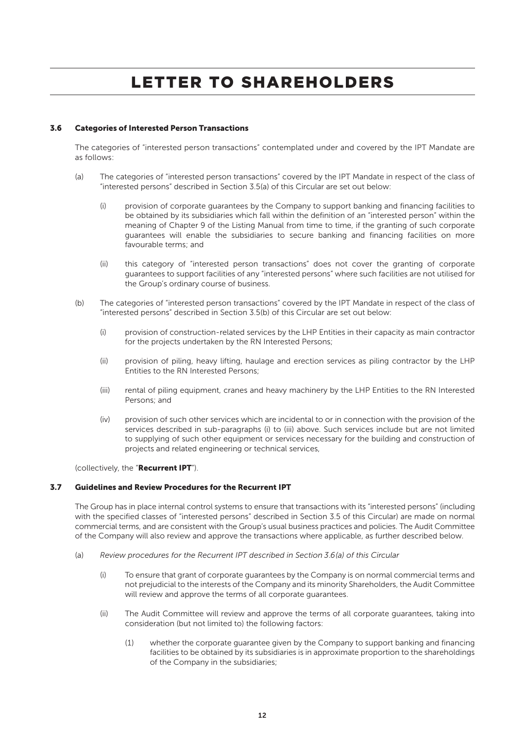# LETTER TO SHAREHOLDERS

### 3.6 Categories of Interested Person Transactions

The categories of "interested person transactions" contemplated under and covered by the IPT Mandate are as follows:

(a) The categories of "interested person transactions" covered by the IPT Mandate in respect of the class of "interested persons" described in Section 3.5(a) of this Circular are set out below:

  (i) provision of corporate guarantees by the Company to support banking and financing facilities to be obtained by its subsidiaries which fall within the definition of an "interested person" within the meaning of Chapter 9 of the Listing Manual from time to time, if the granting of such corporate guarantees will enable the subsidiaries to secure banking and financing facilities on more favourable terms; and

  (ii) this category of "interested person transactions" does not cover the granting of corporate guarantees to support facilities of any "interested persons" where such facilities are not utilised for the Group's ordinary course of business.

(b) The categories of "interested person transactions" covered by the IPT Mandate in respect of the class of "interested persons" described in Section 3.5(b) of this Circular are set out below:

  (i) provision of construction-related services by the LHP Entities in their capacity as main contractor for the projects undertaken by the RN Interested Persons;

  (ii) provision of piling, heavy lifting, haulage and erection services as piling contractor by the LHP Entities to the RN Interested Persons;

  (iii) rental of piling equipment, cranes and heavy machinery by the LHP Entities to the RN Interested Persons; and

  (iv) provision of such other services which are incidental to or in connection with the provision of the services described in sub-paragraphs (i) to (iii) above. Such services include but are not limited to supplying of such other equipment or services necessary for the building and construction of projects and related engineering or technical services,

(collectively, the "**Recurrent IPT**").

### 3.7 Guidelines and Review Procedures for the Recurrent IPT

The Group has in place internal control systems to ensure that transactions with its "interested persons" (including with the specified classes of "interested persons" described in Section 3.5 of this Circular) are made on normal commercial terms, and are consistent with the Group's usual business practices and policies. The Audit Committee of the Company will also review and approve the transactions where applicable, as further described below.

(a) *Review procedures for the Recurrent IPT described in Section 3.6(a) of this Circular*

  (i) To ensure that grant of corporate guarantees by the Company is on normal commercial terms and not prejudicial to the interests of the Company and its minority Shareholders, the Audit Committee will review and approve the terms of all corporate guarantees.

  (ii) The Audit Committee will review and approve the terms of all corporate guarantees, taking into consideration (but not limited to) the following factors:

    (1) whether the corporate guarantee given by the Company to support banking and financing facilities to be obtained by its subsidiaries is in approximate proportion to the shareholdings of the Company in the subsidiaries;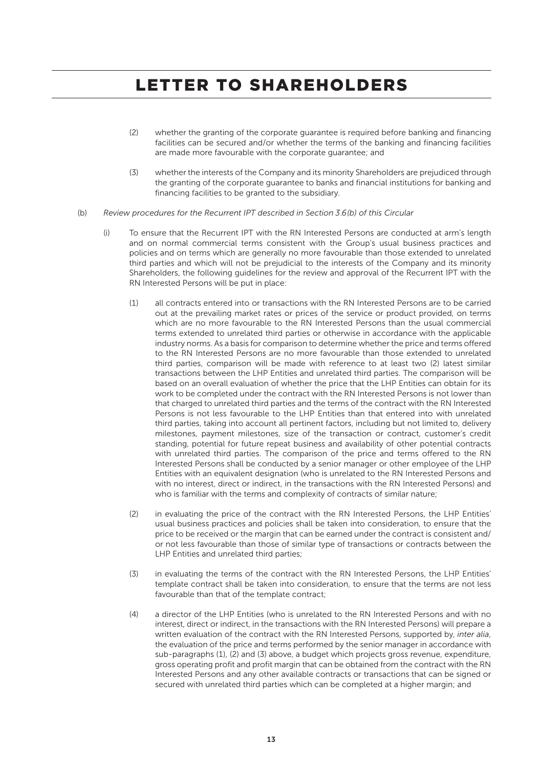# LETTER TO SHAREHOLDERS

(2) whether the granting of the corporate guarantee is required before banking and financing facilities can be secured and/or whether the terms of the banking and financing facilities are made more favourable with the corporate guarantee; and

(3) whether the interests of the Company and its minority Shareholders are prejudiced through the granting of the corporate guarantee to banks and financial institutions for banking and financing facilities to be granted to the subsidiary.

(b) *Review procedures for the Recurrent IPT described in Section 3.6(b) of this Circular*

(i) To ensure that the Recurrent IPT with the RN Interested Persons are conducted at arm's length and on normal commercial terms consistent with the Group's usual business practices and policies and on terms which are generally no more favourable than those extended to unrelated third parties and which will not be prejudicial to the interests of the Company and its minority Shareholders, the following guidelines for the review and approval of the Recurrent IPT with the RN Interested Persons will be put in place:

(1) all contracts entered into or transactions with the RN Interested Persons are to be carried out at the prevailing market rates or prices of the service or product provided, on terms which are no more favourable to the RN Interested Persons than the usual commercial terms extended to unrelated third parties or otherwise in accordance with the applicable industry norms. As a basis for comparison to determine whether the price and terms offered to the RN Interested Persons are no more favourable than those extended to unrelated third parties, comparison will be made with reference to at least two (2) latest similar transactions between the LHP Entities and unrelated third parties. The comparison will be based on an overall evaluation of whether the price that the LHP Entities can obtain for its work to be completed under the contract with the RN Interested Persons is not lower than that charged to unrelated third parties and the terms of the contract with the RN Interested Persons is not less favourable to the LHP Entities than that entered into with unrelated third parties, taking into account all pertinent factors, including but not limited to, delivery milestones, payment milestones, size of the transaction or contract, customer's credit standing, potential for future repeat business and availability of other potential contracts with unrelated third parties. The comparison of the price and terms offered to the RN Interested Persons shall be conducted by a senior manager or other employee of the LHP Entities with an equivalent designation (who is unrelated to the RN Interested Persons and with no interest, direct or indirect, in the transactions with the RN Interested Persons) and who is familiar with the terms and complexity of contracts of similar nature;

(2) in evaluating the price of the contract with the RN Interested Persons, the LHP Entities' usual business practices and policies shall be taken into consideration, to ensure that the price to be received or the margin that can be earned under the contract is consistent and/or not less favourable than those of similar type of transactions or contracts between the LHP Entities and unrelated third parties;

(3) in evaluating the terms of the contract with the RN Interested Persons, the LHP Entities' template contract shall be taken into consideration, to ensure that the terms are not less favourable than that of the template contract;

(4) a director of the LHP Entities (who is unrelated to the RN Interested Persons and with no interest, direct or indirect, in the transactions with the RN Interested Persons) will prepare a written evaluation of the contract with the RN Interested Persons, supported by, *inter alia*, the evaluation of the price and terms performed by the senior manager in accordance with sub-paragraphs (1), (2) and (3) above, a budget which projects gross revenue, expenditure, gross operating profit and profit margin that can be obtained from the contract with the RN Interested Persons and any other available contracts or transactions that can be signed or secured with unrelated third parties which can be completed at a higher margin; and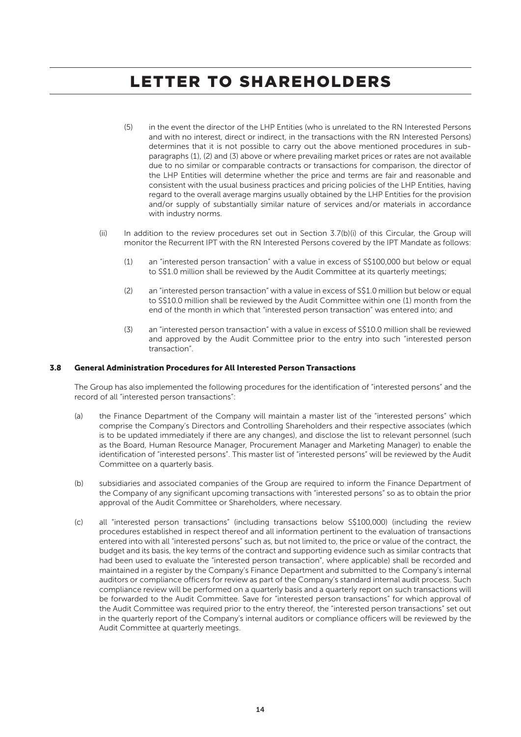(5) in the event the director of the LHP Entities (who is unrelated to the RN Interested Persons and with no interest, direct or indirect, in the transactions with the RN Interested Persons) determines that it is not possible to carry out the above mentioned procedures in sub-paragraphs (1), (2) and (3) above or where prevailing market prices or rates are not available due to no similar or comparable contracts or transactions for comparison, the director of the LHP Entities will determine whether the price and terms are fair and reasonable and consistent with the usual business practices and pricing policies of the LHP Entities, having regard to the overall average margins usually obtained by the LHP Entities for the provision and/or supply of substantially similar nature of services and/or materials in accordance with industry norms.

(ii) In addition to the review procedures set out in Section 3.7(b)(i) of this Circular, the Group will monitor the Recurrent IPT with the RN Interested Persons covered by the IPT Mandate as follows:

(1) an "interested person transaction" with a value in excess of S$100,000 but below or equal to S$1.0 million shall be reviewed by the Audit Committee at its quarterly meetings;

(2) an "interested person transaction" with a value in excess of S$1.0 million but below or equal to S$10.0 million shall be reviewed by the Audit Committee within one (1) month from the end of the month in which that "interested person transaction" was entered into; and

(3) an "interested person transaction" with a value in excess of S$10.0 million shall be reviewed and approved by the Audit Committee prior to the entry into such "interested person transaction".

### 3.8 General Administration Procedures for All Interested Person Transactions

The Group has also implemented the following procedures for the identification of "interested persons" and the record of all "interested person transactions":

(a) the Finance Department of the Company will maintain a master list of the "interested persons" which comprise the Company's Directors and Controlling Shareholders and their respective associates (which is to be updated immediately if there are any changes), and disclose the list to relevant personnel (such as the Board, Human Resource Manager, Procurement Manager and Marketing Manager) to enable the identification of "interested persons". This master list of "interested persons" will be reviewed by the Audit Committee on a quarterly basis.

(b) subsidiaries and associated companies of the Group are required to inform the Finance Department of the Company of any significant upcoming transactions with "interested persons" so as to obtain the prior approval of the Audit Committee or Shareholders, where necessary.

(c) all "interested person transactions" (including transactions below S$100,000) (including the review procedures established in respect thereof and all information pertinent to the evaluation of transactions entered into with all "interested persons" such as, but not limited to, the price or value of the contract, the budget and its basis, the key terms of the contract and supporting evidence such as similar contracts that had been used to evaluate the "interested person transaction", where applicable) shall be recorded and maintained in a register by the Company's Finance Department and submitted to the Company's internal auditors or compliance officers for review as part of the Company's standard internal audit process. Such compliance review will be performed on a quarterly basis and a quarterly report on such transactions will be forwarded to the Audit Committee. Save for "interested person transactions" for which approval of the Audit Committee was required prior to the entry thereof, the "interested person transactions" set out in the quarterly report of the Company's internal auditors or compliance officers will be reviewed by the Audit Committee at quarterly meetings.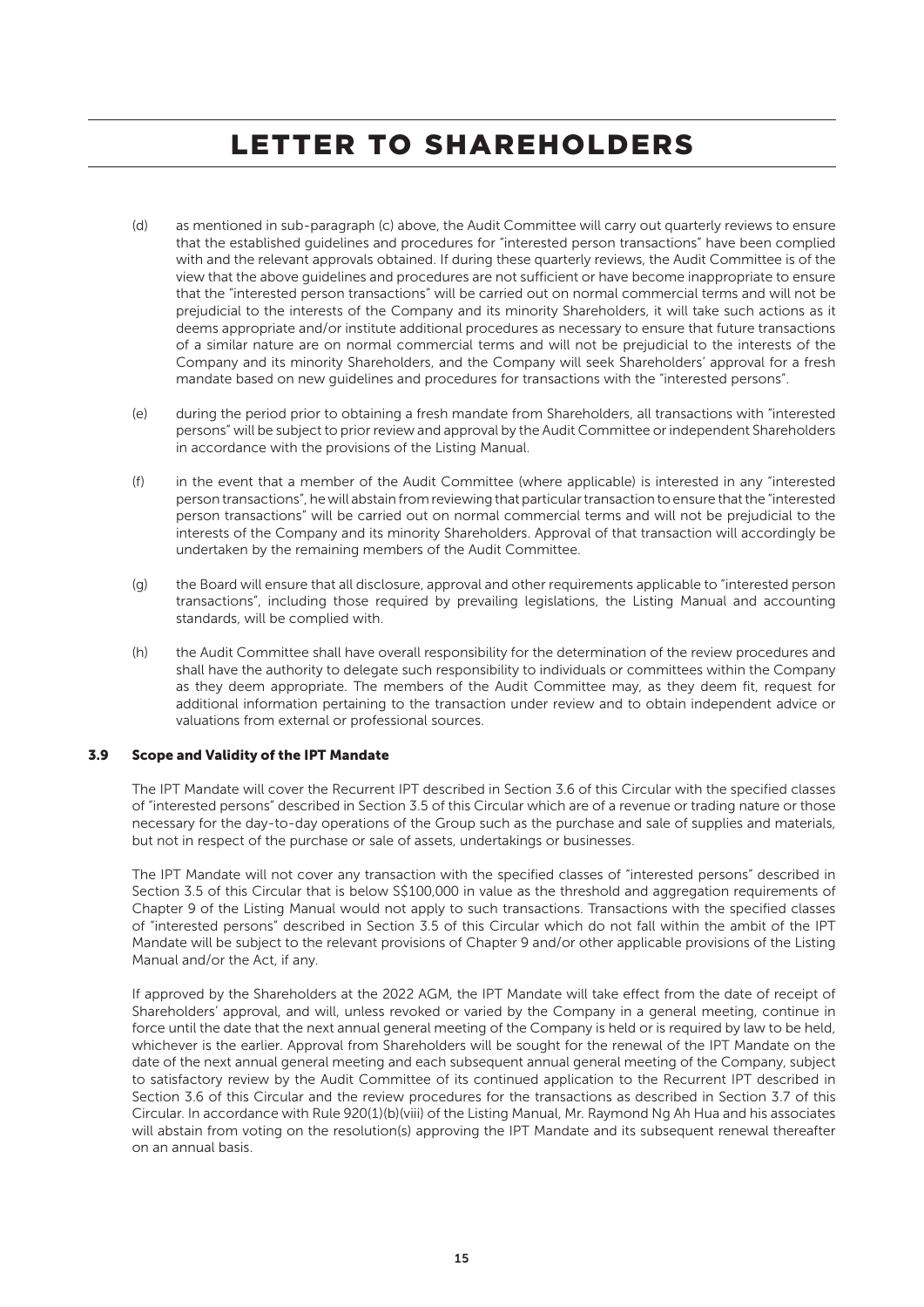# LETTER TO SHAREHOLDERS

(d) as mentioned in sub-paragraph (c) above, the Audit Committee will carry out quarterly reviews to ensure that the established guidelines and procedures for "interested person transactions" have been complied with and the relevant approvals obtained. If during these quarterly reviews, the Audit Committee is of the view that the above guidelines and procedures are not sufficient or have become inappropriate to ensure that the "interested person transactions" will be carried out on normal commercial terms and will not be prejudicial to the interests of the Company and its minority Shareholders, it will take such actions as it deems appropriate and/or institute additional procedures as necessary to ensure that future transactions of a similar nature are on normal commercial terms and will not be prejudicial to the interests of the Company and its minority Shareholders, and the Company will seek Shareholders' approval for a fresh mandate based on new guidelines and procedures for transactions with the "interested persons".

(e) during the period prior to obtaining a fresh mandate from Shareholders, all transactions with "interested persons" will be subject to prior review and approval by the Audit Committee or independent Shareholders in accordance with the provisions of the Listing Manual.

(f) in the event that a member of the Audit Committee (where applicable) is interested in any "interested person transactions", he will abstain from reviewing that particular transaction to ensure that the "interested person transactions" will be carried out on normal commercial terms and will not be prejudicial to the interests of the Company and its minority Shareholders. Approval of that transaction will accordingly be undertaken by the remaining members of the Audit Committee.

(g) the Board will ensure that all disclosure, approval and other requirements applicable to "interested person transactions", including those required by prevailing legislations, the Listing Manual and accounting standards, will be complied with.

(h) the Audit Committee shall have overall responsibility for the determination of the review procedures and shall have the authority to delegate such responsibility to individuals or committees within the Company as they deem appropriate. The members of the Audit Committee may, as they deem fit, request for additional information pertaining to the transaction under review and to obtain independent advice or valuations from external or professional sources.

### 3.9 Scope and Validity of the IPT Mandate

The IPT Mandate will cover the Recurrent IPT described in Section 3.6 of this Circular with the specified classes of "interested persons" described in Section 3.5 of this Circular which are of a revenue or trading nature or those necessary for the day-to-day operations of the Group such as the purchase and sale of supplies and materials, but not in respect of the purchase or sale of assets, undertakings or businesses.

The IPT Mandate will not cover any transaction with the specified classes of "interested persons" described in Section 3.5 of this Circular that is below S$100,000 in value as the threshold and aggregation requirements of Chapter 9 of the Listing Manual would not apply to such transactions. Transactions with the specified classes of "interested persons" described in Section 3.5 of this Circular which do not fall within the ambit of the IPT Mandate will be subject to the relevant provisions of Chapter 9 and/or other applicable provisions of the Listing Manual and/or the Act, if any.

If approved by the Shareholders at the 2022 AGM, the IPT Mandate will take effect from the date of receipt of Shareholders' approval, and will, unless revoked or varied by the Company in a general meeting, continue in force until the date that the next annual general meeting of the Company is held or is required by law to be held, whichever is the earlier. Approval from Shareholders will be sought for the renewal of the IPT Mandate on the date of the next annual general meeting and each subsequent annual general meeting of the Company, subject to satisfactory review by the Audit Committee of its continued application to the Recurrent IPT described in Section 3.6 of this Circular and the review procedures for the transactions as described in Section 3.7 of this Circular. In accordance with Rule 920(1)(b)(viii) of the Listing Manual, Mr. Raymond Ng Ah Hua and his associates will abstain from voting on the resolution(s) approving the IPT Mandate and its subsequent renewal thereafter on an annual basis.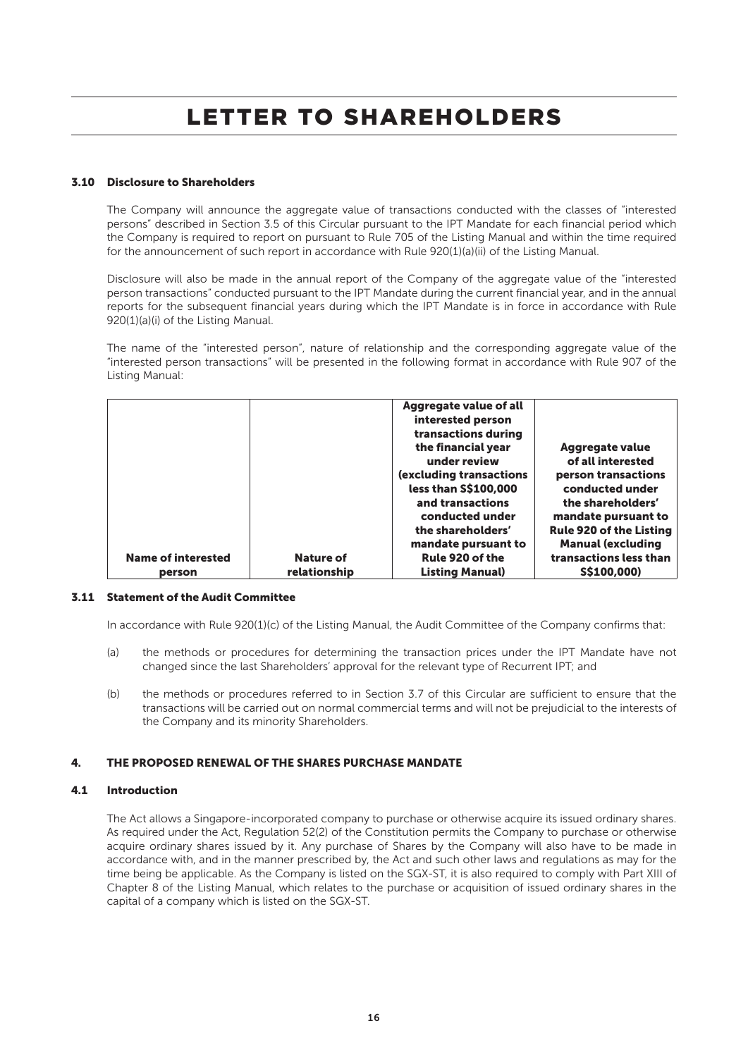# LETTER TO SHAREHOLDERS

### 3.10 Disclosure to Shareholders

The Company will announce the aggregate value of transactions conducted with the classes of "interested persons" described in Section 3.5 of this Circular pursuant to the IPT Mandate for each financial period which the Company is required to report on pursuant to Rule 705 of the Listing Manual and within the time required for the announcement of such report in accordance with Rule 920(1)(a)(ii) of the Listing Manual.

Disclosure will also be made in the annual report of the Company of the aggregate value of the "interested person transactions" conducted pursuant to the IPT Mandate during the current financial year, and in the annual reports for the subsequent financial years during which the IPT Mandate is in force in accordance with Rule 920(1)(a)(i) of the Listing Manual.

The name of the "interested person", nature of relationship and the corresponding aggregate value of the "interested person transactions" will be presented in the following format in accordance with Rule 907 of the Listing Manual:

| Name of interested person | Nature of relationship | Aggregate value of all interested person transactions during the financial year under review (excluding transactions less than S$100,000 and transactions conducted under the shareholders' mandate pursuant to Rule 920 of the Listing Manual) | Aggregate value of all interested person transactions conducted under the shareholders' mandate pursuant to Rule 920 of the Listing Manual (excluding transactions less than S$100,000) |
|---|---|---|---|

### 3.11 Statement of the Audit Committee

In accordance with Rule 920(1)(c) of the Listing Manual, the Audit Committee of the Company confirms that:

(a) the methods or procedures for determining the transaction prices under the IPT Mandate have not changed since the last Shareholders' approval for the relevant type of Recurrent IPT; and

(b) the methods or procedures referred to in Section 3.7 of this Circular are sufficient to ensure that the transactions will be carried out on normal commercial terms and will not be prejudicial to the interests of the Company and its minority Shareholders.

## 4. THE PROPOSED RENEWAL OF THE SHARES PURCHASE MANDATE

### 4.1 Introduction

The Act allows a Singapore-incorporated company to purchase or otherwise acquire its issued ordinary shares. As required under the Act, Regulation 52(2) of the Constitution permits the Company to purchase or otherwise acquire ordinary shares issued by it. Any purchase of Shares by the Company will also have to be made in accordance with, and in the manner prescribed by, the Act and such other laws and regulations as may for the time being be applicable. As the Company is listed on the SGX-ST, it is also required to comply with Part XIII of Chapter 8 of the Listing Manual, which relates to the purchase or acquisition of issued ordinary shares in the capital of a company which is listed on the SGX-ST.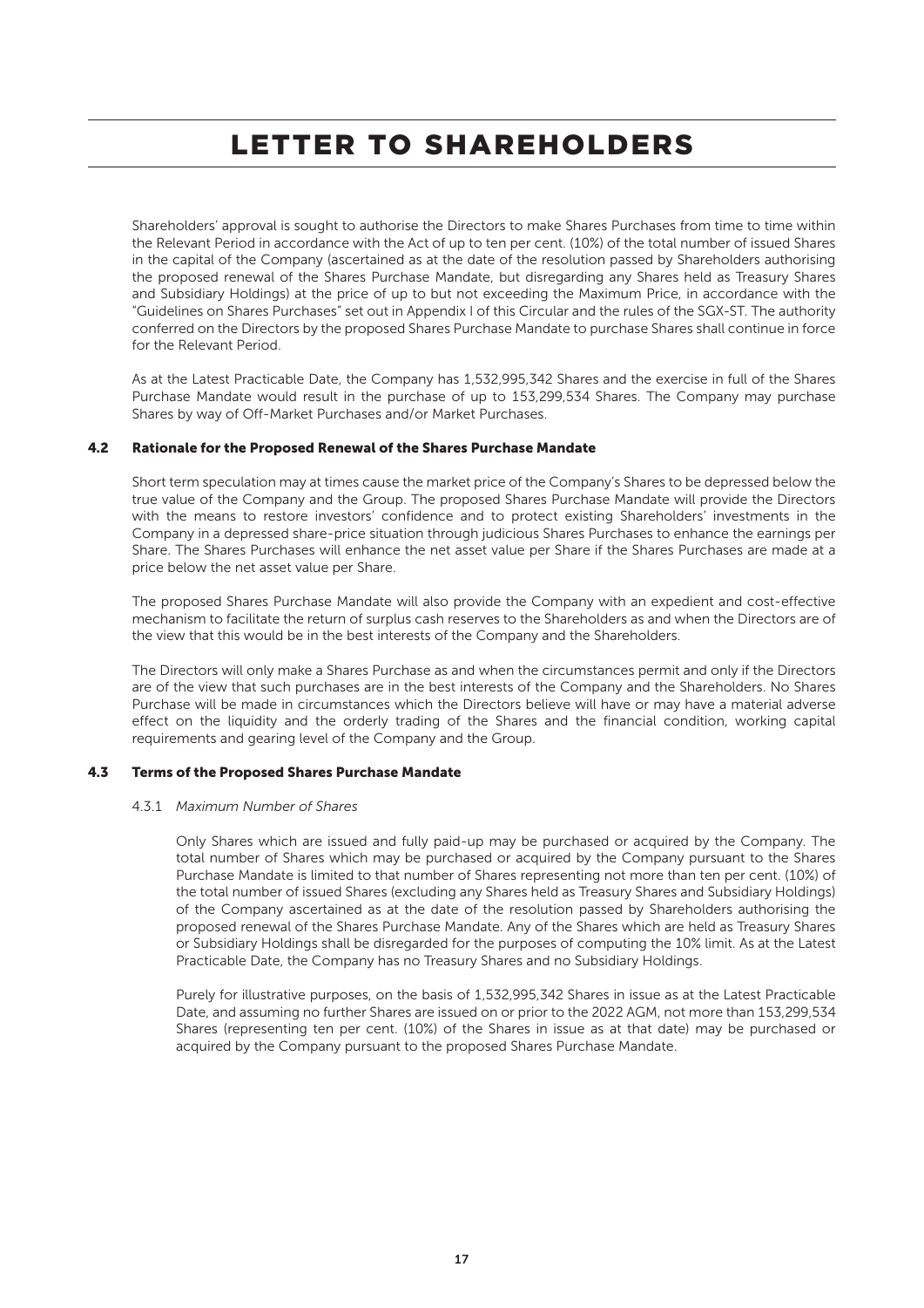# LETTER TO SHAREHOLDERS

Shareholders' approval is sought to authorise the Directors to make Shares Purchases from time to time within the Relevant Period in accordance with the Act of up to ten per cent. (10%) of the total number of issued Shares in the capital of the Company (ascertained as at the date of the resolution passed by Shareholders authorising the proposed renewal of the Shares Purchase Mandate, but disregarding any Shares held as Treasury Shares and Subsidiary Holdings) at the price of up to but not exceeding the Maximum Price, in accordance with the "Guidelines on Shares Purchases" set out in Appendix I of this Circular and the rules of the SGX-ST. The authority conferred on the Directors by the proposed Shares Purchase Mandate to purchase Shares shall continue in force for the Relevant Period.

As at the Latest Practicable Date, the Company has 1,532,995,342 Shares and the exercise in full of the Shares Purchase Mandate would result in the purchase of up to 153,299,534 Shares. The Company may purchase Shares by way of Off-Market Purchases and/or Market Purchases.

### 4.2 Rationale for the Proposed Renewal of the Shares Purchase Mandate

Short term speculation may at times cause the market price of the Company's Shares to be depressed below the true value of the Company and the Group. The proposed Shares Purchase Mandate will provide the Directors with the means to restore investors' confidence and to protect existing Shareholders' investments in the Company in a depressed share-price situation through judicious Shares Purchases to enhance the earnings per Share. The Shares Purchases will enhance the net asset value per Share if the Shares Purchases are made at a price below the net asset value per Share.

The proposed Shares Purchase Mandate will also provide the Company with an expedient and cost-effective mechanism to facilitate the return of surplus cash reserves to the Shareholders as and when the Directors are of the view that this would be in the best interests of the Company and the Shareholders.

The Directors will only make a Shares Purchase as and when the circumstances permit and only if the Directors are of the view that such purchases are in the best interests of the Company and the Shareholders. No Shares Purchase will be made in circumstances which the Directors believe will have or may have a material adverse effect on the liquidity and the orderly trading of the Shares and the financial condition, working capital requirements and gearing level of the Company and the Group.

### 4.3 Terms of the Proposed Shares Purchase Mandate

4.3.1 *Maximum Number of Shares*

Only Shares which are issued and fully paid-up may be purchased or acquired by the Company. The total number of Shares which may be purchased or acquired by the Company pursuant to the Shares Purchase Mandate is limited to that number of Shares representing not more than ten per cent. (10%) of the total number of issued Shares (excluding any Shares held as Treasury Shares and Subsidiary Holdings) of the Company ascertained as at the date of the resolution passed by Shareholders authorising the proposed renewal of the Shares Purchase Mandate. Any of the Shares which are held as Treasury Shares or Subsidiary Holdings shall be disregarded for the purposes of computing the 10% limit. As at the Latest Practicable Date, the Company has no Treasury Shares and no Subsidiary Holdings.

Purely for illustrative purposes, on the basis of 1,532,995,342 Shares in issue as at the Latest Practicable Date, and assuming no further Shares are issued on or prior to the 2022 AGM, not more than 153,299,534 Shares (representing ten per cent. (10%) of the Shares in issue as at that date) may be purchased or acquired by the Company pursuant to the proposed Shares Purchase Mandate.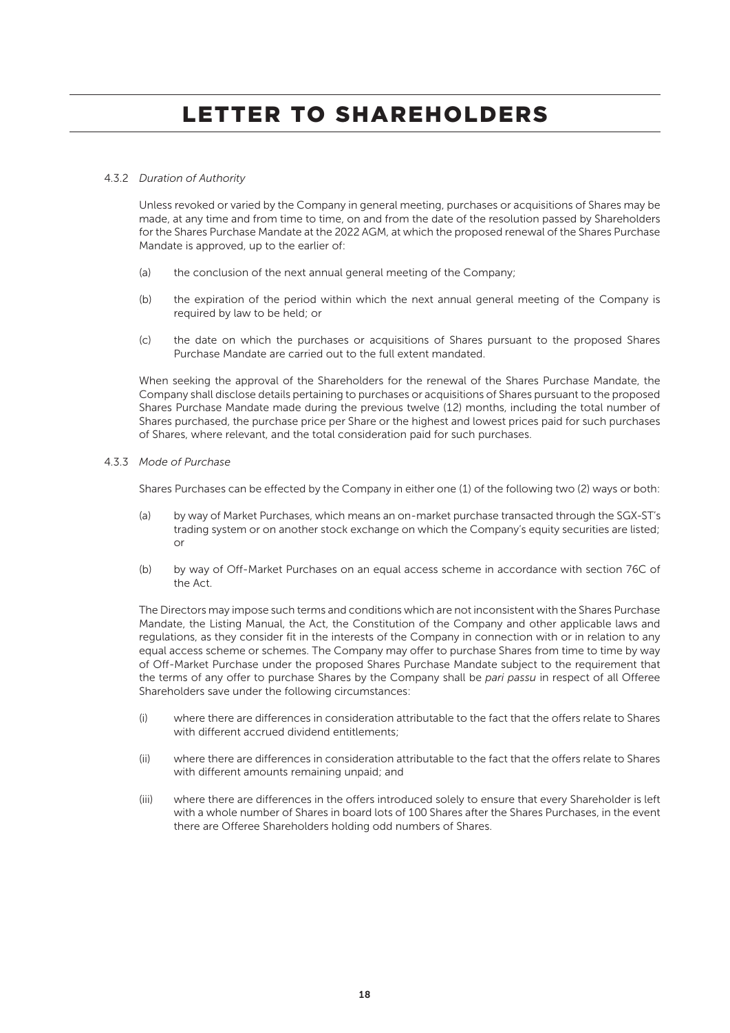# LETTER TO SHAREHOLDERS

4.3.2 *Duration of Authority*

Unless revoked or varied by the Company in general meeting, purchases or acquisitions of Shares may be made, at any time and from time to time, on and from the date of the resolution passed by Shareholders for the Shares Purchase Mandate at the 2022 AGM, at which the proposed renewal of the Shares Purchase Mandate is approved, up to the earlier of:

(a) the conclusion of the next annual general meeting of the Company;

(b) the expiration of the period within which the next annual general meeting of the Company is required by law to be held; or

(c) the date on which the purchases or acquisitions of Shares pursuant to the proposed Shares Purchase Mandate are carried out to the full extent mandated.

When seeking the approval of the Shareholders for the renewal of the Shares Purchase Mandate, the Company shall disclose details pertaining to purchases or acquisitions of Shares pursuant to the proposed Shares Purchase Mandate made during the previous twelve (12) months, including the total number of Shares purchased, the purchase price per Share or the highest and lowest prices paid for such purchases of Shares, where relevant, and the total consideration paid for such purchases.

4.3.3 *Mode of Purchase*

Shares Purchases can be effected by the Company in either one (1) of the following two (2) ways or both:

(a) by way of Market Purchases, which means an on-market purchase transacted through the SGX-ST's trading system or on another stock exchange on which the Company's equity securities are listed; or

(b) by way of Off-Market Purchases on an equal access scheme in accordance with section 76C of the Act.

The Directors may impose such terms and conditions which are not inconsistent with the Shares Purchase Mandate, the Listing Manual, the Act, the Constitution of the Company and other applicable laws and regulations, as they consider fit in the interests of the Company in connection with or in relation to any equal access scheme or schemes. The Company may offer to purchase Shares from time to time by way of Off-Market Purchase under the proposed Shares Purchase Mandate subject to the requirement that the terms of any offer to purchase Shares by the Company shall be *pari passu* in respect of all Offeree Shareholders save under the following circumstances:

(i) where there are differences in consideration attributable to the fact that the offers relate to Shares with different accrued dividend entitlements;

(ii) where there are differences in consideration attributable to the fact that the offers relate to Shares with different amounts remaining unpaid; and

(iii) where there are differences in the offers introduced solely to ensure that every Shareholder is left with a whole number of Shares in board lots of 100 Shares after the Shares Purchases, in the event there are Offeree Shareholders holding odd numbers of Shares.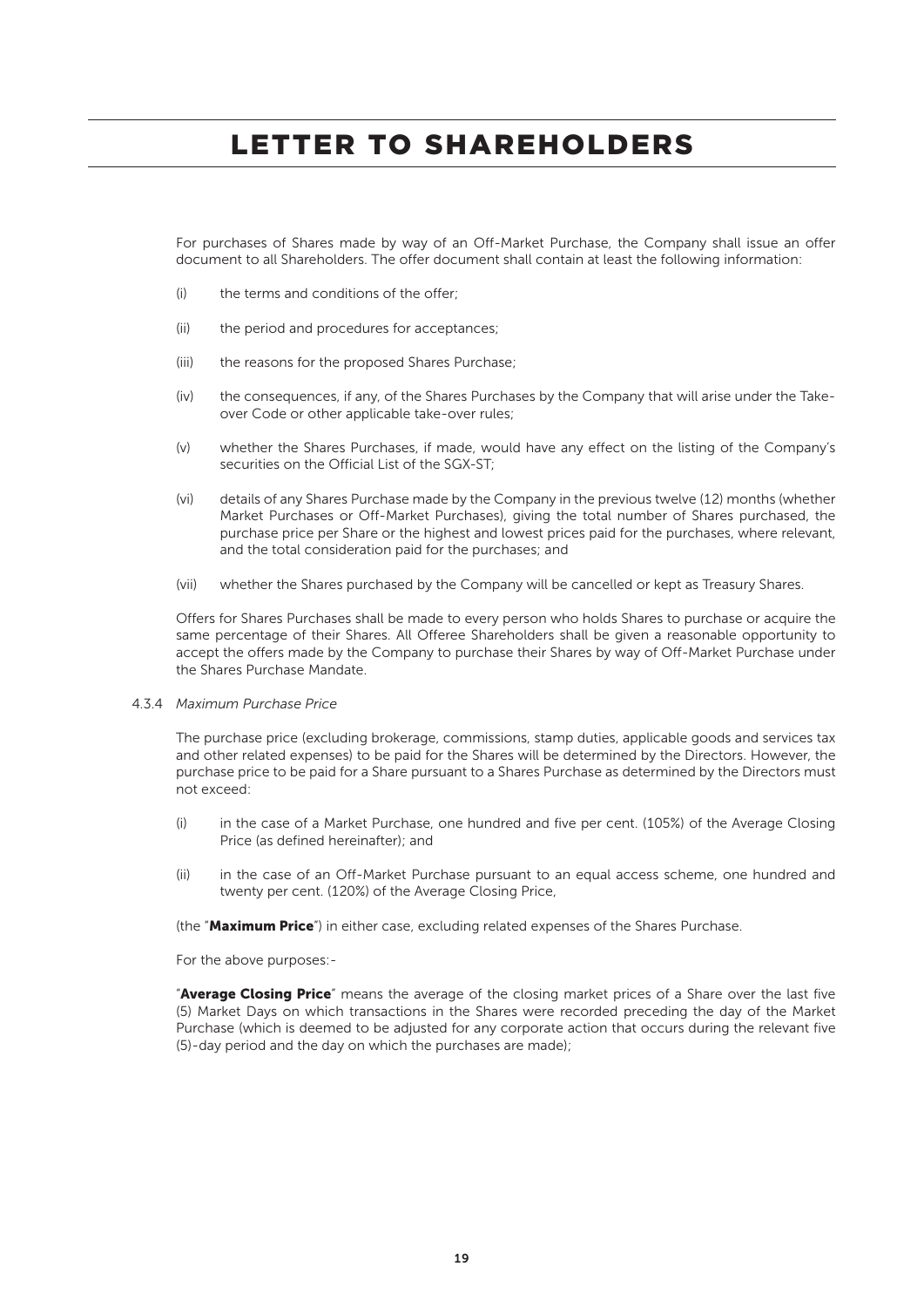# LETTER TO SHAREHOLDERS

For purchases of Shares made by way of an Off-Market Purchase, the Company shall issue an offer document to all Shareholders. The offer document shall contain at least the following information:

(i) the terms and conditions of the offer;

(ii) the period and procedures for acceptances;

(iii) the reasons for the proposed Shares Purchase;

(iv) the consequences, if any, of the Shares Purchases by the Company that will arise under the Take-over Code or other applicable take-over rules;

(v) whether the Shares Purchases, if made, would have any effect on the listing of the Company's securities on the Official List of the SGX-ST;

(vi) details of any Shares Purchase made by the Company in the previous twelve (12) months (whether Market Purchases or Off-Market Purchases), giving the total number of Shares purchased, the purchase price per Share or the highest and lowest prices paid for the purchases, where relevant, and the total consideration paid for the purchases; and

(vii) whether the Shares purchased by the Company will be cancelled or kept as Treasury Shares.

Offers for Shares Purchases shall be made to every person who holds Shares to purchase or acquire the same percentage of their Shares. All Offeree Shareholders shall be given a reasonable opportunity to accept the offers made by the Company to purchase their Shares by way of Off-Market Purchase under the Shares Purchase Mandate.

4.3.4 *Maximum Purchase Price*

The purchase price (excluding brokerage, commissions, stamp duties, applicable goods and services tax and other related expenses) to be paid for the Shares will be determined by the Directors. However, the purchase price to be paid for a Share pursuant to a Shares Purchase as determined by the Directors must not exceed:

(i) in the case of a Market Purchase, one hundred and five per cent. (105%) of the Average Closing Price (as defined hereinafter); and

(ii) in the case of an Off-Market Purchase pursuant to an equal access scheme, one hundred and twenty per cent. (120%) of the Average Closing Price,

(the "**Maximum Price**") in either case, excluding related expenses of the Shares Purchase.

For the above purposes:-

"**Average Closing Price**" means the average of the closing market prices of a Share over the last five (5) Market Days on which transactions in the Shares were recorded preceding the day of the Market Purchase (which is deemed to be adjusted for any corporate action that occurs during the relevant five (5)-day period and the day on which the purchases are made);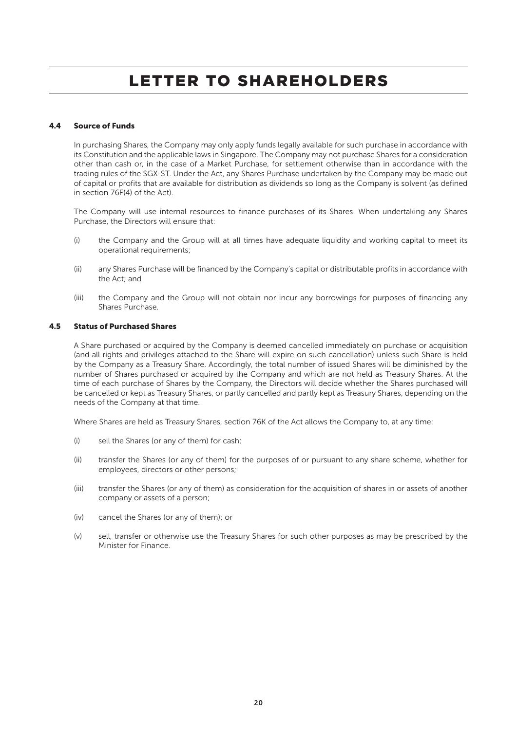# LETTER TO SHAREHOLDERS

### 4.4 Source of Funds

In purchasing Shares, the Company may only apply funds legally available for such purchase in accordance with its Constitution and the applicable laws in Singapore. The Company may not purchase Shares for a consideration other than cash or, in the case of a Market Purchase, for settlement otherwise than in accordance with the trading rules of the SGX-ST. Under the Act, any Shares Purchase undertaken by the Company may be made out of capital or profits that are available for distribution as dividends so long as the Company is solvent (as defined in section 76F(4) of the Act).

The Company will use internal resources to finance purchases of its Shares. When undertaking any Shares Purchase, the Directors will ensure that:

(i) the Company and the Group will at all times have adequate liquidity and working capital to meet its operational requirements;

(ii) any Shares Purchase will be financed by the Company's capital or distributable profits in accordance with the Act; and

(iii) the Company and the Group will not obtain nor incur any borrowings for purposes of financing any Shares Purchase.

### 4.5 Status of Purchased Shares

A Share purchased or acquired by the Company is deemed cancelled immediately on purchase or acquisition (and all rights and privileges attached to the Share will expire on such cancellation) unless such Share is held by the Company as a Treasury Share. Accordingly, the total number of issued Shares will be diminished by the number of Shares purchased or acquired by the Company and which are not held as Treasury Shares. At the time of each purchase of Shares by the Company, the Directors will decide whether the Shares purchased will be cancelled or kept as Treasury Shares, or partly cancelled and partly kept as Treasury Shares, depending on the needs of the Company at that time.

Where Shares are held as Treasury Shares, section 76K of the Act allows the Company to, at any time:

(i) sell the Shares (or any of them) for cash;

(ii) transfer the Shares (or any of them) for the purposes of or pursuant to any share scheme, whether for employees, directors or other persons;

(iii) transfer the Shares (or any of them) as consideration for the acquisition of shares in or assets of another company or assets of a person;

(iv) cancel the Shares (or any of them); or

(v) sell, transfer or otherwise use the Treasury Shares for such other purposes as may be prescribed by the Minister for Finance.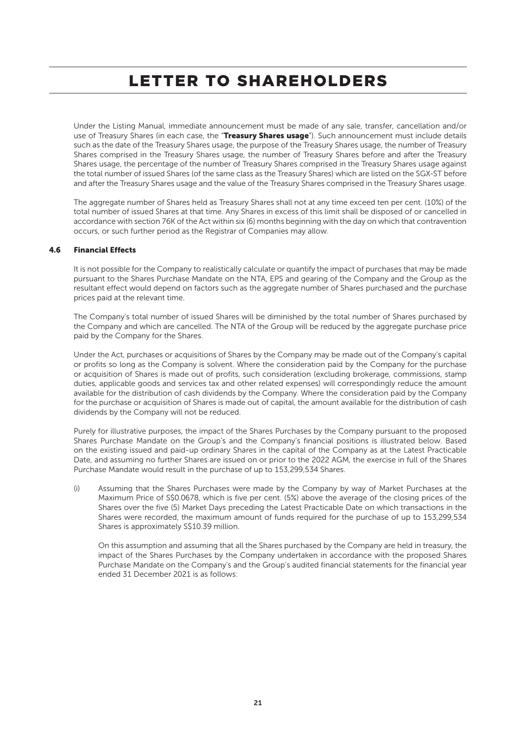# LETTER TO SHAREHOLDERS

Under the Listing Manual, immediate announcement must be made of any sale, transfer, cancellation and/or use of Treasury Shares (in each case, the "**Treasury Shares usage**"). Such announcement must include details such as the date of the Treasury Shares usage, the purpose of the Treasury Shares usage, the number of Treasury Shares comprised in the Treasury Shares usage, the number of Treasury Shares before and after the Treasury Shares usage, the percentage of the number of Treasury Shares comprised in the Treasury Shares usage against the total number of issued Shares (of the same class as the Treasury Shares) which are listed on the SGX-ST before and after the Treasury Shares usage and the value of the Treasury Shares comprised in the Treasury Shares usage.

The aggregate number of Shares held as Treasury Shares shall not at any time exceed ten per cent. (10%) of the total number of issued Shares at that time. Any Shares in excess of this limit shall be disposed of or cancelled in accordance with section 76K of the Act within six (6) months beginning with the day on which that contravention occurs, or such further period as the Registrar of Companies may allow.

### 4.6 Financial Effects

It is not possible for the Company to realistically calculate or quantify the impact of purchases that may be made pursuant to the Shares Purchase Mandate on the NTA, EPS and gearing of the Company and the Group as the resultant effect would depend on factors such as the aggregate number of Shares purchased and the purchase prices paid at the relevant time.

The Company's total number of issued Shares will be diminished by the total number of Shares purchased by the Company and which are cancelled. The NTA of the Group will be reduced by the aggregate purchase price paid by the Company for the Shares.

Under the Act, purchases or acquisitions of Shares by the Company may be made out of the Company's capital or profits so long as the Company is solvent. Where the consideration paid by the Company for the purchase or acquisition of Shares is made out of profits, such consideration (excluding brokerage, commissions, stamp duties, applicable goods and services tax and other related expenses) will correspondingly reduce the amount available for the distribution of cash dividends by the Company. Where the consideration paid by the Company for the purchase or acquisition of Shares is made out of capital, the amount available for the distribution of cash dividends by the Company will not be reduced.

Purely for illustrative purposes, the impact of the Shares Purchases by the Company pursuant to the proposed Shares Purchase Mandate on the Group's and the Company's financial positions is illustrated below. Based on the existing issued and paid-up ordinary Shares in the capital of the Company as at the Latest Practicable Date, and assuming no further Shares are issued on or prior to the 2022 AGM, the exercise in full of the Shares Purchase Mandate would result in the purchase of up to 153,299,534 Shares.

(i) Assuming that the Shares Purchases were made by the Company by way of Market Purchases at the Maximum Price of S$0.0678, which is five per cent. (5%) above the average of the closing prices of the Shares over the five (5) Market Days preceding the Latest Practicable Date on which transactions in the Shares were recorded, the maximum amount of funds required for the purchase of up to 153,299,534 Shares is approximately S$10.39 million.

On this assumption and assuming that all the Shares purchased by the Company are held in treasury, the impact of the Shares Purchases by the Company undertaken in accordance with the proposed Shares Purchase Mandate on the Company's and the Group's audited financial statements for the financial year ended 31 December 2021 is as follows: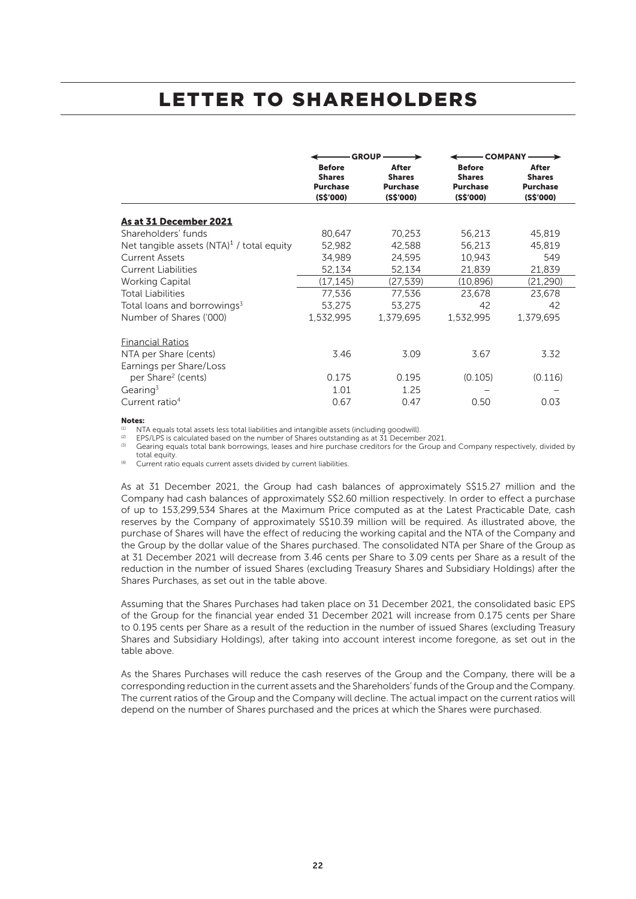# LETTER TO SHAREHOLDERS

| | GROUP | | COMPANY | |
|---|---|---|---|---|
| | **Before Shares Purchase (S$'000)** | **After Shares Purchase (S$'000)** | **Before Shares Purchase (S$'000)** | **After Shares Purchase (S$'000)** |
| **As at 31 December 2021** | | | | |
| Shareholders' funds | 80,647 | 70,253 | 56,213 | 45,819 |
| Net tangible assets (NTA)[1] / total equity | 52,982 | 42,588 | 56,213 | 45,819 |
| Current Assets | 34,989 | 24,595 | 10,943 | 549 |
| Current Liabilities | 52,134 | 52,134 | 21,839 | 21,839 |
| Working Capital | (17,145) | (27,539) | (10,896) | (21,290) |
| Total Liabilities | 77,536 | 77,536 | 23,678 | 23,678 |
| Total loans and borrowings[3] | 53,275 | 53,275 | 42 | 42 |
| Number of Shares ('000) | 1,532,995 | 1,379,695 | 1,532,995 | 1,379,695 |
| Financial Ratios | | | | |
| NTA per Share (cents) | 3.46 | 3.09 | 3.67 | 3.32 |
| Earnings per Share/Loss per Share[2] (cents) | 0.175 | 0.195 | (0.105) | (0.116) |
| Gearing[3] | 1.01 | 1.25 | – | – |
| Current ratio[4] | 0.67 | 0.47 | 0.50 | 0.03 |

**Notes:**

(1) NTA equals total assets less total liabilities and intangible assets (including goodwill).

(2) EPS/LPS is calculated based on the number of Shares outstanding as at 31 December 2021.

(3) Gearing equals total bank borrowings, leases and hire purchase creditors for the Group and Company respectively, divided by total equity.

(4) Current ratio equals current assets divided by current liabilities.

As at 31 December 2021, the Group had cash balances of approximately S$15.27 million and the Company had cash balances of approximately S$2.60 million respectively. In order to effect a purchase of up to 153,299,534 Shares at the Maximum Price computed as at the Latest Practicable Date, cash reserves by the Company of approximately S$10.39 million will be required. As illustrated above, the purchase of Shares will have the effect of reducing the working capital and the NTA of the Company and the Group by the dollar value of the Shares purchased. The consolidated NTA per Share of the Group as at 31 December 2021 will decrease from 3.46 cents per Share to 3.09 cents per Share as a result of the reduction in the number of issued Shares (excluding Treasury Shares and Subsidiary Holdings) after the Shares Purchases, as set out in the table above.

Assuming that the Shares Purchases had taken place on 31 December 2021, the consolidated basic EPS of the Group for the financial year ended 31 December 2021 will increase from 0.175 cents per Share to 0.195 cents per Share as a result of the reduction in the number of issued Shares (excluding Treasury Shares and Subsidiary Holdings), after taking into account interest income foregone, as set out in the table above.

As the Shares Purchases will reduce the cash reserves of the Group and the Company, there will be a corresponding reduction in the current assets and the Shareholders' funds of the Group and the Company. The current ratios of the Group and the Company will decline. The actual impact on the current ratios will depend on the number of Shares purchased and the prices at which the Shares were purchased.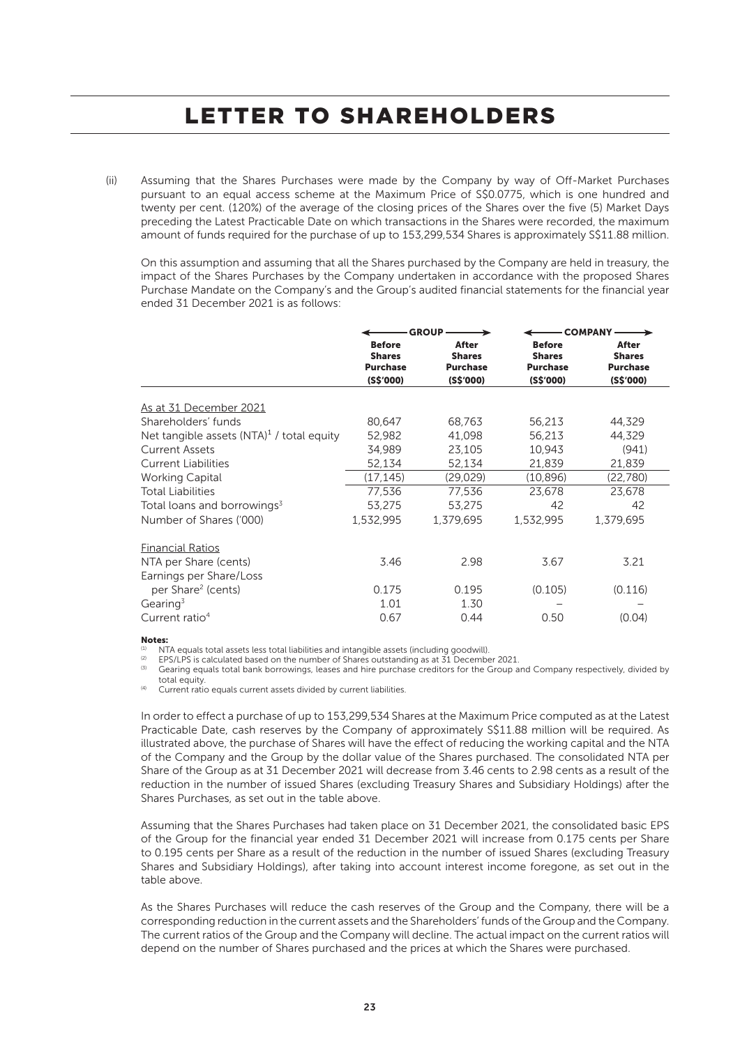# LETTER TO SHAREHOLDERS

(ii) Assuming that the Shares Purchases were made by the Company by way of Off-Market Purchases pursuant to an equal access scheme at the Maximum Price of S$0.0775, which is one hundred and twenty per cent. (120%) of the average of the closing prices of the Shares over the five (5) Market Days preceding the Latest Practicable Date on which transactions in the Shares were recorded, the maximum amount of funds required for the purchase of up to 153,299,534 Shares is approximately S$11.88 million.

On this assumption and assuming that all the Shares purchased by the Company are held in treasury, the impact of the Shares Purchases by the Company undertaken in accordance with the proposed Shares Purchase Mandate on the Company's and the Group's audited financial statements for the financial year ended 31 December 2021 is as follows:

| | GROUP | | COMPANY | |
|---|---|---|---|---|
| | **Before Shares Purchase (S$'000)** | **After Shares Purchase (S$'000)** | **Before Shares Purchase (S$'000)** | **After Shares Purchase (S$'000)** |
| As at 31 December 2021 | | | | |
| Shareholders' funds | 80,647 | 68,763 | 56,213 | 44,329 |
| Net tangible assets (NTA)[1] / total equity | 52,982 | 41,098 | 56,213 | 44,329 |
| Current Assets | 34,989 | 23,105 | 10,943 | (941) |
| Current Liabilities | 52,134 | 52,134 | 21,839 | 21,839 |
| Working Capital | (17,145) | (29,029) | (10,896) | (22,780) |
| Total Liabilities | 77,536 | 77,536 | 23,678 | 23,678 |
| Total loans and borrowings[3] | 53,275 | 53,275 | 42 | 42 |
| Number of Shares ('000) | 1,532,995 | 1,379,695 | 1,532,995 | 1,379,695 |
| Financial Ratios | | | | |
| NTA per Share (cents) | 3.46 | 2.98 | 3.67 | 3.21 |
| Earnings per Share/Loss per Share[2] (cents) | 0.175 | 0.195 | (0.105) | (0.116) |
| Gearing[3] | 1.01 | 1.30 | – | – |
| Current ratio[4] | 0.67 | 0.44 | 0.50 | (0.04) |

**Notes:**

(1) NTA equals total assets less total liabilities and intangible assets (including goodwill).

(2) EPS/LPS is calculated based on the number of Shares outstanding as at 31 December 2021.

(3) Gearing equals total bank borrowings, leases and hire purchase creditors for the Group and Company respectively, divided by total equity.

(4) Current ratio equals current assets divided by current liabilities.

In order to effect a purchase of up to 153,299,534 Shares at the Maximum Price computed as at the Latest Practicable Date, cash reserves by the Company of approximately S$11.88 million will be required. As illustrated above, the purchase of Shares will have the effect of reducing the working capital and the NTA of the Company and the Group by the dollar value of the Shares purchased. The consolidated NTA per Share of the Group as at 31 December 2021 will decrease from 3.46 cents to 2.98 cents as a result of the reduction in the number of issued Shares (excluding Treasury Shares and Subsidiary Holdings) after the Shares Purchases, as set out in the table above.

Assuming that the Shares Purchases had taken place on 31 December 2021, the consolidated basic EPS of the Group for the financial year ended 31 December 2021 will increase from 0.175 cents per Share to 0.195 cents per Share as a result of the reduction in the number of issued Shares (excluding Treasury Shares and Subsidiary Holdings), after taking into account interest income foregone, as set out in the table above.

As the Shares Purchases will reduce the cash reserves of the Group and the Company, there will be a corresponding reduction in the current assets and the Shareholders' funds of the Group and the Company. The current ratios of the Group and the Company will decline. The actual impact on the current ratios will depend on the number of Shares purchased and the prices at which the Shares were purchased.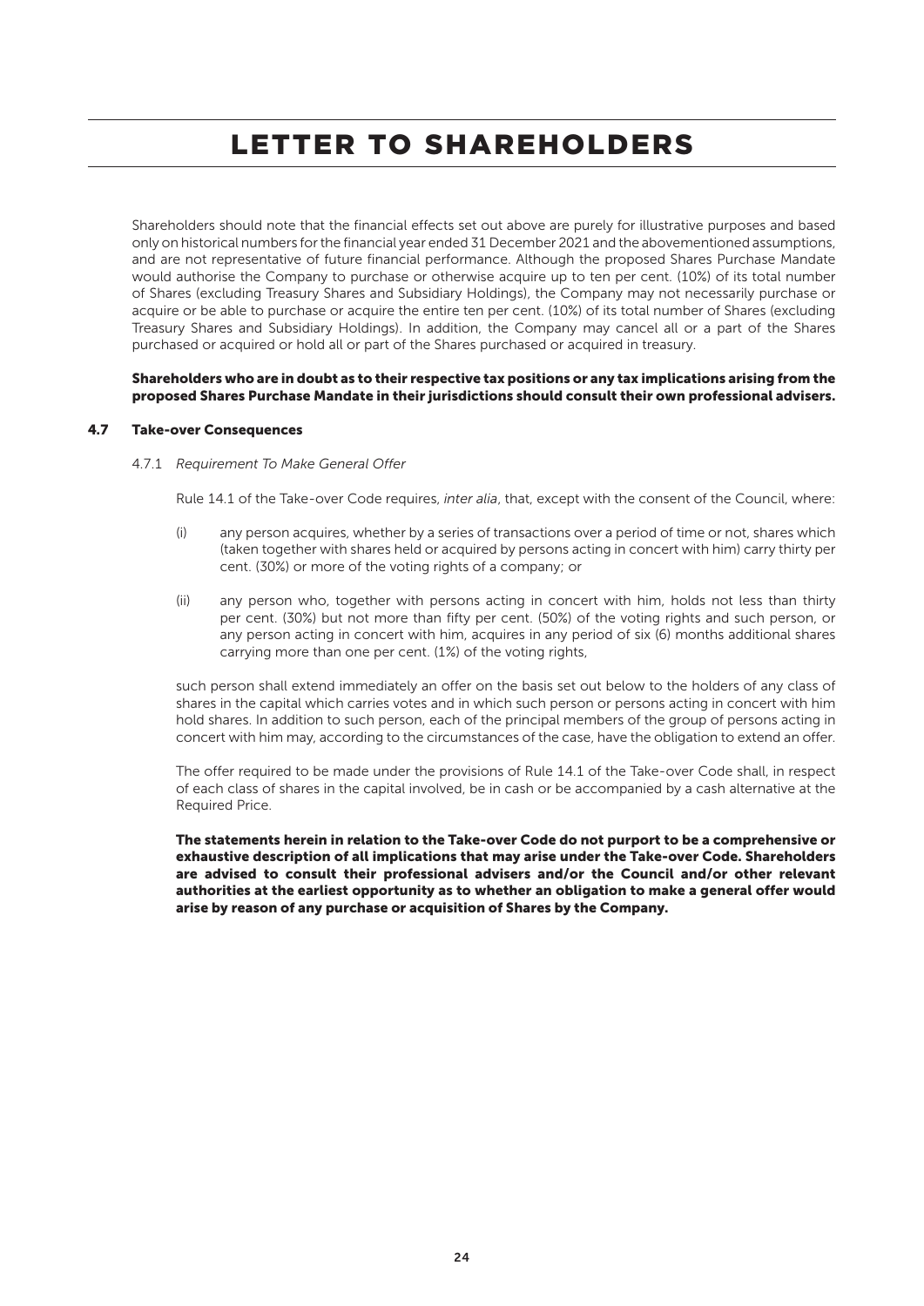Shareholders should note that the financial effects set out above are purely for illustrative purposes and based only on historical numbers for the financial year ended 31 December 2021 and the abovementioned assumptions, and are not representative of future financial performance. Although the proposed Shares Purchase Mandate would authorise the Company to purchase or otherwise acquire up to ten per cent. (10%) of its total number of Shares (excluding Treasury Shares and Subsidiary Holdings), the Company may not necessarily purchase or acquire or be able to purchase or acquire the entire ten per cent. (10%) of its total number of Shares (excluding Treasury Shares and Subsidiary Holdings). In addition, the Company may cancel all or a part of the Shares purchased or acquired or hold all or part of the Shares purchased or acquired in treasury.

**Shareholders who are in doubt as to their respective tax positions or any tax implications arising from the proposed Shares Purchase Mandate in their jurisdictions should consult their own professional advisers.**

### 4.7 Take-over Consequences

#### 4.7.1 *Requirement To Make General Offer*

Rule 14.1 of the Take-over Code requires, *inter alia*, that, except with the consent of the Council, where:

(i) any person acquires, whether by a series of transactions over a period of time or not, shares which (taken together with shares held or acquired by persons acting in concert with him) carry thirty per cent. (30%) or more of the voting rights of a company; or

(ii) any person who, together with persons acting in concert with him, holds not less than thirty per cent. (30%) but not more than fifty per cent. (50%) of the voting rights and such person, or any person acting in concert with him, acquires in any period of six (6) months additional shares carrying more than one per cent. (1%) of the voting rights,

such person shall extend immediately an offer on the basis set out below to the holders of any class of shares in the capital which carries votes and in which such person or persons acting in concert with him hold shares. In addition to such person, each of the principal members of the group of persons acting in concert with him may, according to the circumstances of the case, have the obligation to extend an offer.

The offer required to be made under the provisions of Rule 14.1 of the Take-over Code shall, in respect of each class of shares in the capital involved, be in cash or be accompanied by a cash alternative at the Required Price.

**The statements herein in relation to the Take-over Code do not purport to be a comprehensive or exhaustive description of all implications that may arise under the Take-over Code. Shareholders are advised to consult their professional advisers and/or the Council and/or other relevant authorities at the earliest opportunity as to whether an obligation to make a general offer would arise by reason of any purchase or acquisition of Shares by the Company.**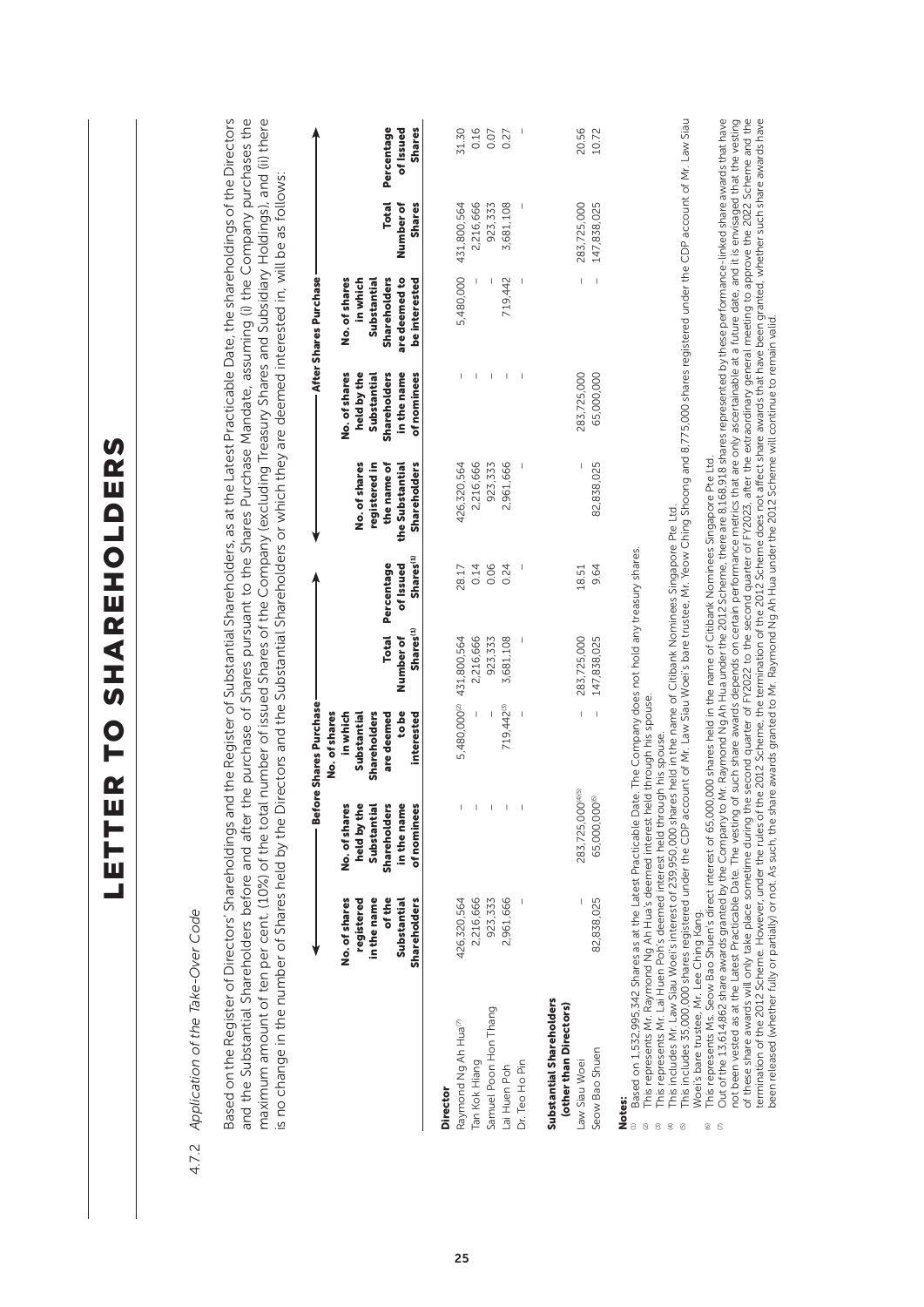# LETTER TO SHAREHOLDERS

*4.7.2 Application of the Take-Over Code*

Based on the Register of Directors' Shareholdings and the Register of Substantial Shareholders, as at the Latest Practicable Date, the shareholdings of the Directors and the Substantial Shareholders before and after the purchase of Shares pursuant to the Shares Purchase Mandate, assuming (i) the Company purchases the maximum amount of ten per cent. (10%) of the total number of issued Shares of the Company (excluding Treasury Shares and Subsidiary Holdings), and (ii) there is no change in the number of Shares held by the Directors and the Substantial Shareholders or which they are deemed interested in, will be as follows:

| | Before Shares Purchase | | | | | After Shares Purchase | | | | |
|---|---|---|---|---|---|---|---|---|---|---|
| | No. of shares registered in the name of the Substantial Shareholders | No. of shares held by the Substantial Shareholders in the name of nominees | No. of shares in which Substantial Shareholders are deemed to be interested | Total Number of Shares[1] | Percentage of Issued Shares[1] | No. of shares registered in the name of the Substantial Shareholders | No. of shares held by the Substantial Shareholders in the name of nominees | No. of shares in which Substantial Shareholders are deemed to be interested | Total Number of Shares | Percentage of Issued Shares |
| **Director** | | | | | | | | | | |
| Raymond Ng Ah Hua[7] | 426,320,564 | – | 5,480,000[2] | 431,800,564 | 28.17 | 426,320,564 | – | 5,480,000 | 431,800,564 | 31.30 |
| Tan Kok Hiang | 2,216,666 | – | – | 2,216,666 | 0.14 | 2,216,666 | – | – | 2,216,666 | 0.16 |
| Samuel Poon Hon Thang | 923,333 | – | – | 923,333 | 0.06 | 923,333 | – | – | 923,333 | 0.07 |
| Lai Huen Poh | 2,961,666 | – | 719,442[3] | 3,681,108 | 0.24 | 2,961,666 | – | 719,442 | 3,681,108 | 0.27 |
| Dr. Teo Ho Pin | – | – | – | – | – | – | – | – | – | – |
| **Substantial Shareholders (other than Directors)** | | | | | | | | | | |
| Law Siau Woei | – | 283,725,000[4](5) | – | 283,725,000 | 18.51 | – | 283,725,000 | – | 283,725,000 | 20.56 |
| Seow Bao Shuen | 82,838,025 | 65,000,000[6] | – | 147,838,025 | 9.64 | 82,838,025 | 65,000,000 | – | 147,838,025 | 10.72 |

**Notes:**

(1) Based on 1,532,995,342 Shares as at the Latest Practicable Date. The Company does not hold any treasury shares.

(2) This represents Mr. Raymond Ng Ah Hua's deemed interest held through his spouse.

(3) This represents Mr. Lai Huen Poh's deemed interest held through his spouse.

(4) This includes Mr. Law Siau Woei's interest of 239,950,000 shares held in the name of Citibank Nominees Singapore Pte Ltd.

(5) This includes 35,000,000 shares registered under the CDP account of Mr. Law Siau Woei's bare trustee, Mr. Yeow Ching Shoong and 8,775,000 shares registered under the CDP account of Mr. Law Siau Woei's bare trustee, Mr. Lee Ching Kang.

(6) This represents Ms. Seow Bao Shuen's direct interest of 65,000,000 shares held in the name of Citibank Nominees Singapore Pte Ltd.

(7) Out of the 13,614,862 share awards granted by the Company to Mr. Raymond Ng Ah Hua under the 2012 Scheme, there are 8,168,918 shares represented by these performance-linked share awards that have not been vested as at the Latest Practicable Date. The vesting of such share awards depends on certain performance metrics that are only ascertainable at a future date, and it is envisaged that the vesting of these share awards will only take place sometime during the second quarter of FY2022 to the second quarter of FY2023, after the extraordinary general meeting to approve the 2022 Scheme and the termination of the 2012 Scheme. However, under the rules of the 2012 Scheme, the termination of the 2012 Scheme does not affect share awards that have been granted, whether such share awards have been released (whether fully or partially) or not. As such, the share awards granted to Mr. Raymond Ng Ah Hua under the 2012 Scheme will continue to remain valid.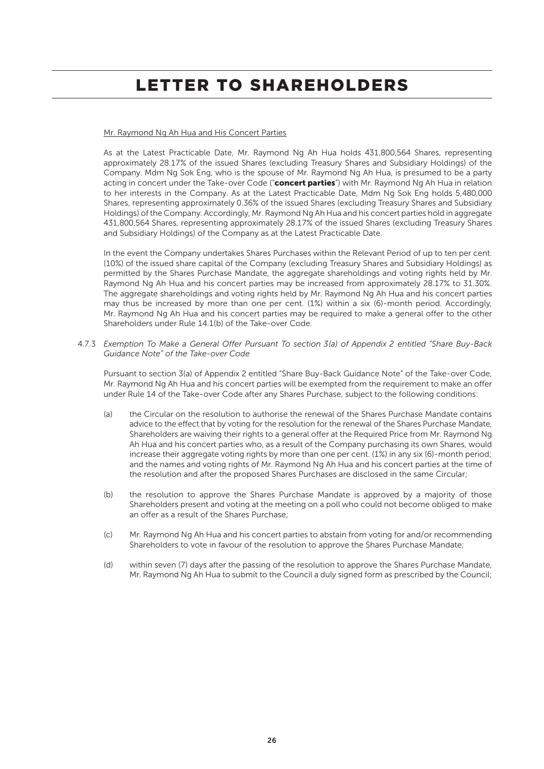# LETTER TO SHAREHOLDERS

Mr. Raymond Ng Ah Hua and His Concert Parties

As at the Latest Practicable Date, Mr. Raymond Ng Ah Hua holds 431,800,564 Shares, representing approximately 28.17% of the issued Shares (excluding Treasury Shares and Subsidiary Holdings) of the Company. Mdm Ng Sok Eng, who is the spouse of Mr. Raymond Ng Ah Hua, is presumed to be a party acting in concert under the Take-over Code ("**concert parties**") with Mr. Raymond Ng Ah Hua in relation to her interests in the Company. As at the Latest Practicable Date, Mdm Ng Sok Eng holds 5,480,000 Shares, representing approximately 0.36% of the issued Shares (excluding Treasury Shares and Subsidiary Holdings) of the Company. Accordingly, Mr. Raymond Ng Ah Hua and his concert parties hold in aggregate 431,800,564 Shares, representing approximately 28.17% of the issued Shares (excluding Treasury Shares and Subsidiary Holdings) of the Company as at the Latest Practicable Date.

In the event the Company undertakes Shares Purchases within the Relevant Period of up to ten per cent. (10%) of the issued share capital of the Company (excluding Treasury Shares and Subsidiary Holdings) as permitted by the Shares Purchase Mandate, the aggregate shareholdings and voting rights held by Mr. Raymond Ng Ah Hua and his concert parties may be increased from approximately 28.17% to 31.30%. The aggregate shareholdings and voting rights held by Mr. Raymond Ng Ah Hua and his concert parties may thus be increased by more than one per cent. (1%) within a six (6)-month period. Accordingly, Mr. Raymond Ng Ah Hua and his concert parties may be required to make a general offer to the other Shareholders under Rule 14.1(b) of the Take-over Code.

4.7.3 *Exemption To Make a General Offer Pursuant To section 3(a) of Appendix 2 entitled "Share Buy-Back Guidance Note" of the Take-over Code*

Pursuant to section 3(a) of Appendix 2 entitled "Share Buy-Back Guidance Note" of the Take-over Code, Mr. Raymond Ng Ah Hua and his concert parties will be exempted from the requirement to make an offer under Rule 14 of the Take-over Code after any Shares Purchase, subject to the following conditions:

(a) the Circular on the resolution to authorise the renewal of the Shares Purchase Mandate contains advice to the effect that by voting for the resolution for the renewal of the Shares Purchase Mandate, Shareholders are waiving their rights to a general offer at the Required Price from Mr. Raymond Ng Ah Hua and his concert parties who, as a result of the Company purchasing its own Shares, would increase their aggregate voting rights by more than one per cent. (1%) in any six (6)-month period; and the names and voting rights of Mr. Raymond Ng Ah Hua and his concert parties at the time of the resolution and after the proposed Shares Purchases are disclosed in the same Circular;

(b) the resolution to approve the Shares Purchase Mandate is approved by a majority of those Shareholders present and voting at the meeting on a poll who could not become obliged to make an offer as a result of the Shares Purchase;

(c) Mr. Raymond Ng Ah Hua and his concert parties to abstain from voting for and/or recommending Shareholders to vote in favour of the resolution to approve the Shares Purchase Mandate;

(d) within seven (7) days after the passing of the resolution to approve the Shares Purchase Mandate, Mr. Raymond Ng Ah Hua to submit to the Council a duly signed form as prescribed by the Council;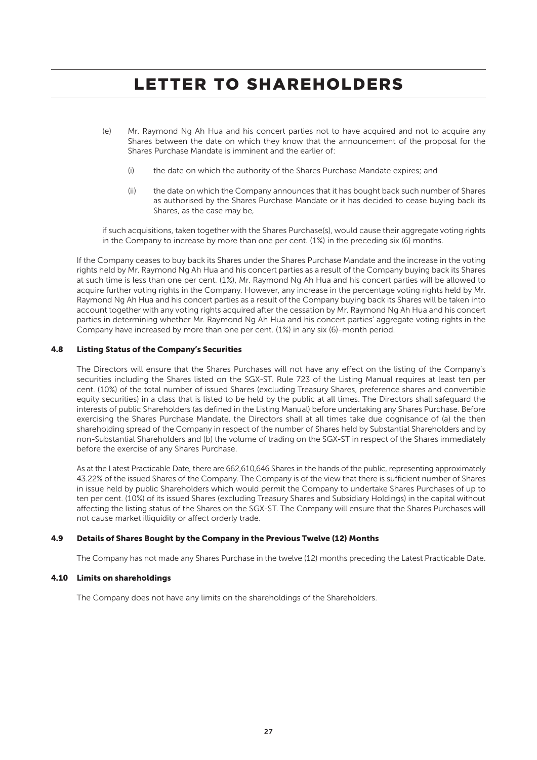# LETTER TO SHAREHOLDERS

(e) Mr. Raymond Ng Ah Hua and his concert parties not to have acquired and not to acquire any Shares between the date on which they know that the announcement of the proposal for the Shares Purchase Mandate is imminent and the earlier of:

   (i) the date on which the authority of the Shares Purchase Mandate expires; and

   (ii) the date on which the Company announces that it has bought back such number of Shares as authorised by the Shares Purchase Mandate or it has decided to cease buying back its Shares, as the case may be,

if such acquisitions, taken together with the Shares Purchase(s), would cause their aggregate voting rights in the Company to increase by more than one per cent. (1%) in the preceding six (6) months.

If the Company ceases to buy back its Shares under the Shares Purchase Mandate and the increase in the voting rights held by Mr. Raymond Ng Ah Hua and his concert parties as a result of the Company buying back its Shares at such time is less than one per cent. (1%), Mr. Raymond Ng Ah Hua and his concert parties will be allowed to acquire further voting rights in the Company. However, any increase in the percentage voting rights held by Mr. Raymond Ng Ah Hua and his concert parties as a result of the Company buying back its Shares will be taken into account together with any voting rights acquired after the cessation by Mr. Raymond Ng Ah Hua and his concert parties in determining whether Mr. Raymond Ng Ah Hua and his concert parties' aggregate voting rights in the Company have increased by more than one per cent. (1%) in any six (6)-month period.

### 4.8 Listing Status of the Company's Securities

The Directors will ensure that the Shares Purchases will not have any effect on the listing of the Company's securities including the Shares listed on the SGX-ST. Rule 723 of the Listing Manual requires at least ten per cent. (10%) of the total number of issued Shares (excluding Treasury Shares, preference shares and convertible equity securities) in a class that is listed to be held by the public at all times. The Directors shall safeguard the interests of public Shareholders (as defined in the Listing Manual) before undertaking any Shares Purchase. Before exercising the Shares Purchase Mandate, the Directors shall at all times take due cognisance of (a) the then shareholding spread of the Company in respect of the number of Shares held by Substantial Shareholders and by non-Substantial Shareholders and (b) the volume of trading on the SGX-ST in respect of the Shares immediately before the exercise of any Shares Purchase.

As at the Latest Practicable Date, there are 662,610,646 Shares in the hands of the public, representing approximately 43.22% of the issued Shares of the Company. The Company is of the view that there is sufficient number of Shares in issue held by public Shareholders which would permit the Company to undertake Shares Purchases of up to ten per cent. (10%) of its issued Shares (excluding Treasury Shares and Subsidiary Holdings) in the capital without affecting the listing status of the Shares on the SGX-ST. The Company will ensure that the Shares Purchases will not cause market illiquidity or affect orderly trade.

### 4.9 Details of Shares Bought by the Company in the Previous Twelve (12) Months

The Company has not made any Shares Purchase in the twelve (12) months preceding the Latest Practicable Date.

### 4.10 Limits on shareholdings

The Company does not have any limits on the shareholdings of the Shareholders.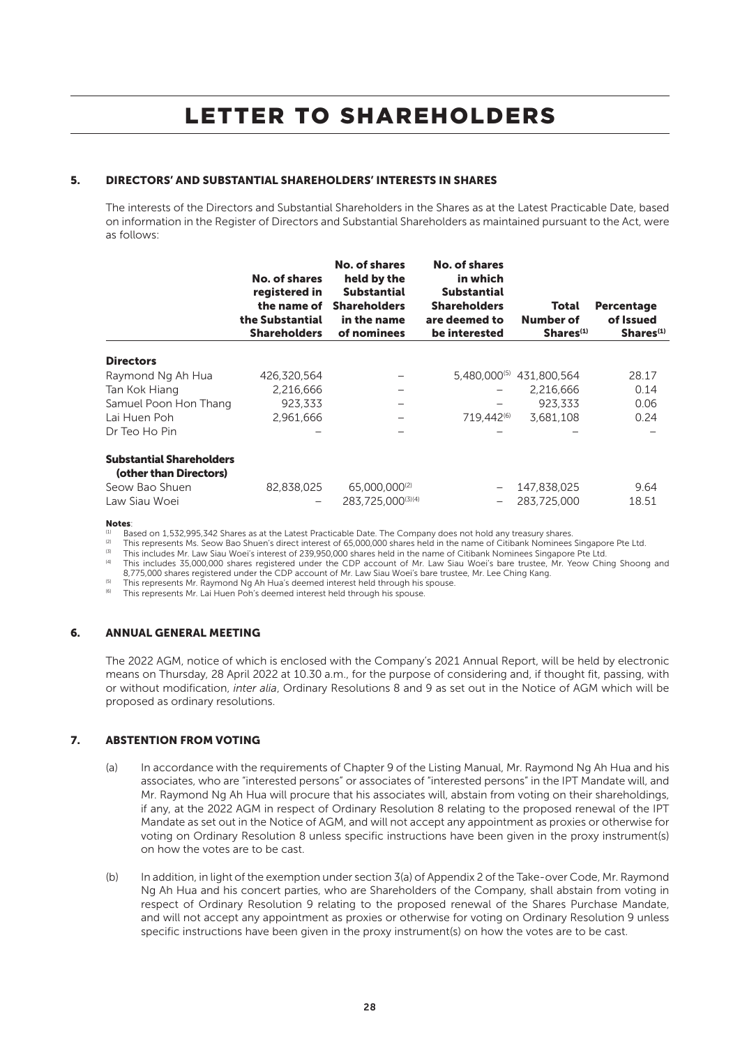# LETTER TO SHAREHOLDERS

## 5. DIRECTORS' AND SUBSTANTIAL SHAREHOLDERS' INTERESTS IN SHARES

The interests of the Directors and Substantial Shareholders in the Shares as at the Latest Practicable Date, based on information in the Register of Directors and Substantial Shareholders as maintained pursuant to the Act, were as follows:

| | No. of shares registered in the name of the Substantial Shareholders | No. of shares held by the Substantial Shareholders in the name of nominees | No. of shares in which Substantial Shareholders are deemed to be interested | Total Number of Shares[1] | Percentage of Issued Shares[1] |
|---|---|---|---|---|---|
| **Directors** | | | | | |
| Raymond Ng Ah Hua | 426,320,564 | – | 5,480,000[5] | 431,800,564 | 28.17 |
| Tan Kok Hiang | 2,216,666 | – | – | 2,216,666 | 0.14 |
| Samuel Poon Hon Thang | 923,333 | – | – | 923,333 | 0.06 |
| Lai Huen Poh | 2,961,666 | – | 719,442[6] | 3,681,108 | 0.24 |
| Dr Teo Ho Pin | – | – | – | – | – |
| **Substantial Shareholders (other than Directors)** | | | | | |
| Seow Bao Shuen | 82,838,025 | 65,000,000[2] | – | 147,838,025 | 9.64 |
| Law Siau Woei | – | 283,725,000[3][4] | – | 283,725,000 | 18.51 |

**Notes**:

[1] Based on 1,532,995,342 Shares as at the Latest Practicable Date. The Company does not hold any treasury shares.

[2] This represents Ms. Seow Bao Shuen's direct interest of 65,000,000 shares held in the name of Citibank Nominees Singapore Pte Ltd.

[3] This includes Mr. Law Siau Woei's interest of 239,950,000 shares held in the name of Citibank Nominees Singapore Pte Ltd.

[4] This includes 35,000,000 shares registered under the CDP account of Mr. Law Siau Woei's bare trustee, Mr. Yeow Ching Shoong and 8,775,000 shares registered under the CDP account of Mr. Law Siau Woei's bare trustee, Mr. Lee Ching Kang.

[5] This represents Mr. Raymond Ng Ah Hua's deemed interest held through his spouse.

[6] This represents Mr. Lai Huen Poh's deemed interest held through his spouse.

## 6. ANNUAL GENERAL MEETING

The 2022 AGM, notice of which is enclosed with the Company's 2021 Annual Report, will be held by electronic means on Thursday, 28 April 2022 at 10.30 a.m., for the purpose of considering and, if thought fit, passing, with or without modification, *inter alia*, Ordinary Resolutions 8 and 9 as set out in the Notice of AGM which will be proposed as ordinary resolutions.

## 7. ABSTENTION FROM VOTING

(a) In accordance with the requirements of Chapter 9 of the Listing Manual, Mr. Raymond Ng Ah Hua and his associates, who are "interested persons" or associates of "interested persons" in the IPT Mandate will, and Mr. Raymond Ng Ah Hua will procure that his associates will, abstain from voting on their shareholdings, if any, at the 2022 AGM in respect of Ordinary Resolution 8 relating to the proposed renewal of the IPT Mandate as set out in the Notice of AGM, and will not accept any appointment as proxies or otherwise for voting on Ordinary Resolution 8 unless specific instructions have been given in the proxy instrument(s) on how the votes are to be cast.

(b) In addition, in light of the exemption under section 3(a) of Appendix 2 of the Take-over Code, Mr. Raymond Ng Ah Hua and his concert parties, who are Shareholders of the Company, shall abstain from voting in respect of Ordinary Resolution 9 relating to the proposed renewal of the Shares Purchase Mandate, and will not accept any appointment as proxies or otherwise for voting on Ordinary Resolution 9 unless specific instructions have been given in the proxy instrument(s) on how the votes are to be cast.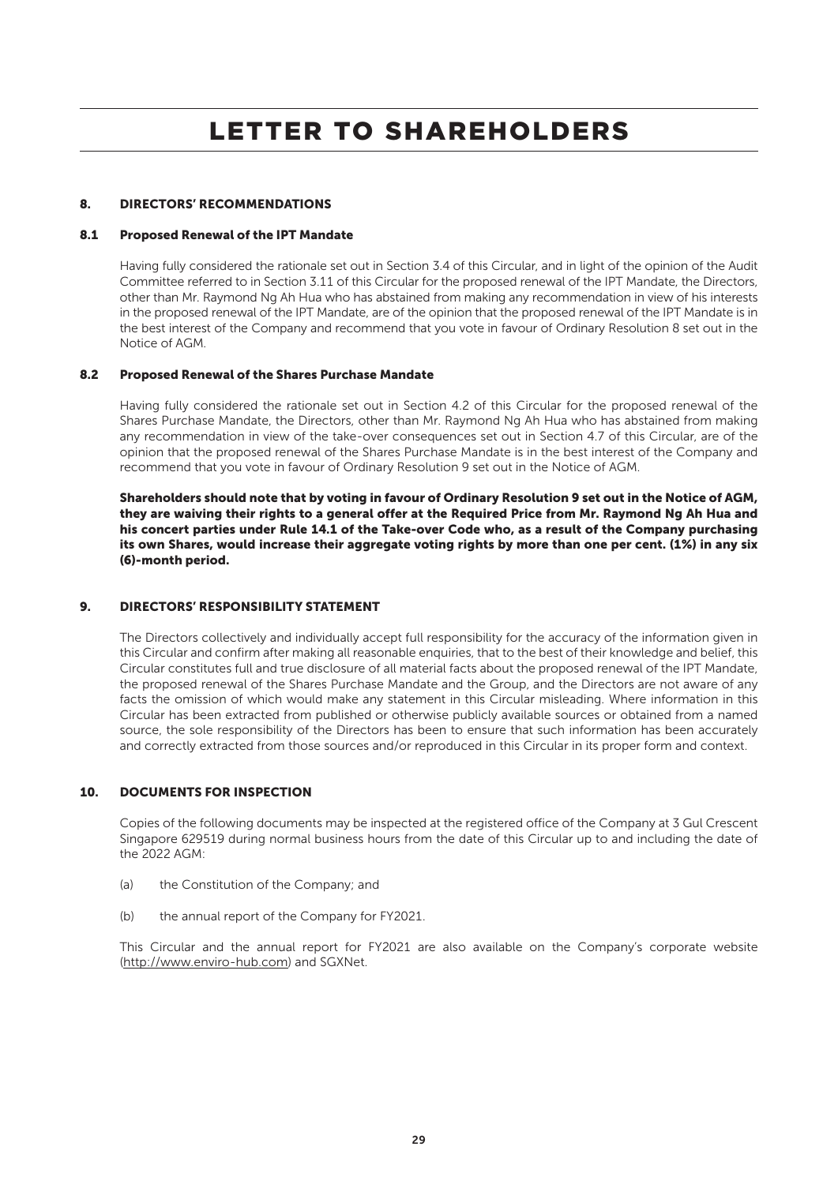# LETTER TO SHAREHOLDERS

## 8. DIRECTORS' RECOMMENDATIONS

### 8.1 Proposed Renewal of the IPT Mandate

Having fully considered the rationale set out in Section 3.4 of this Circular, and in light of the opinion of the Audit Committee referred to in Section 3.11 of this Circular for the proposed renewal of the IPT Mandate, the Directors, other than Mr. Raymond Ng Ah Hua who has abstained from making any recommendation in view of his interests in the proposed renewal of the IPT Mandate, are of the opinion that the proposed renewal of the IPT Mandate is in the best interest of the Company and recommend that you vote in favour of Ordinary Resolution 8 set out in the Notice of AGM.

### 8.2 Proposed Renewal of the Shares Purchase Mandate

Having fully considered the rationale set out in Section 4.2 of this Circular for the proposed renewal of the Shares Purchase Mandate, the Directors, other than Mr. Raymond Ng Ah Hua who has abstained from making any recommendation in view of the take-over consequences set out in Section 4.7 of this Circular, are of the opinion that the proposed renewal of the Shares Purchase Mandate is in the best interest of the Company and recommend that you vote in favour of Ordinary Resolution 9 set out in the Notice of AGM.

**Shareholders should note that by voting in favour of Ordinary Resolution 9 set out in the Notice of AGM, they are waiving their rights to a general offer at the Required Price from Mr. Raymond Ng Ah Hua and his concert parties under Rule 14.1 of the Take-over Code who, as a result of the Company purchasing its own Shares, would increase their aggregate voting rights by more than one per cent. (1%) in any six (6)-month period.**

## 9. DIRECTORS' RESPONSIBILITY STATEMENT

The Directors collectively and individually accept full responsibility for the accuracy of the information given in this Circular and confirm after making all reasonable enquiries, that to the best of their knowledge and belief, this Circular constitutes full and true disclosure of all material facts about the proposed renewal of the IPT Mandate, the proposed renewal of the Shares Purchase Mandate and the Group, and the Directors are not aware of any facts the omission of which would make any statement in this Circular misleading. Where information in this Circular has been extracted from published or otherwise publicly available sources or obtained from a named source, the sole responsibility of the Directors has been to ensure that such information has been accurately and correctly extracted from those sources and/or reproduced in this Circular in its proper form and context.

## 10. DOCUMENTS FOR INSPECTION

Copies of the following documents may be inspected at the registered office of the Company at 3 Gul Crescent Singapore 629519 during normal business hours from the date of this Circular up to and including the date of the 2022 AGM:

(a) the Constitution of the Company; and

(b) the annual report of the Company for FY2021.

This Circular and the annual report for FY2021 are also available on the Company's corporate website (http://www.enviro-hub.com) and SGXNet.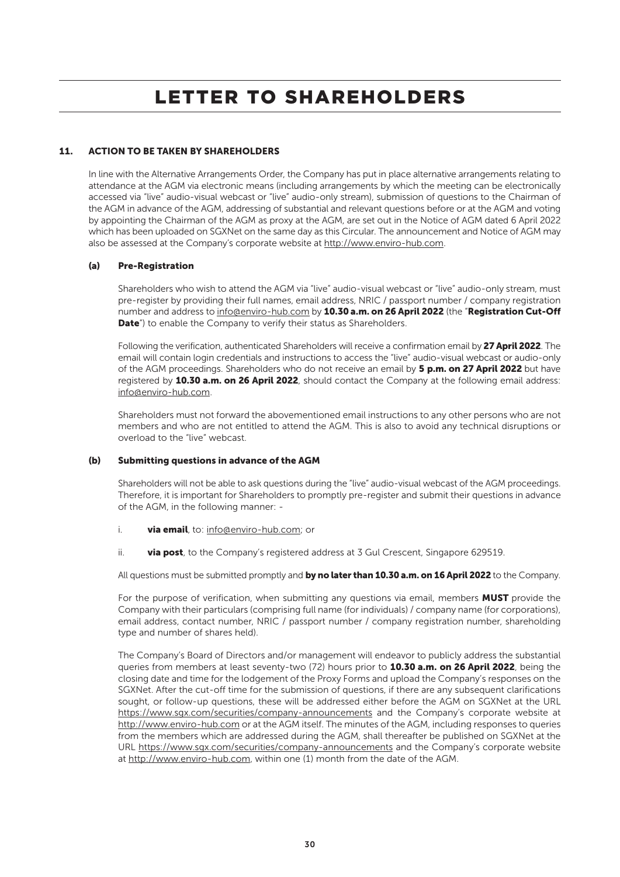# LETTER TO SHAREHOLDERS

## 11. ACTION TO BE TAKEN BY SHAREHOLDERS

In line with the Alternative Arrangements Order, the Company has put in place alternative arrangements relating to attendance at the AGM via electronic means (including arrangements by which the meeting can be electronically accessed via "live" audio-visual webcast or "live" audio-only stream), submission of questions to the Chairman of the AGM in advance of the AGM, addressing of substantial and relevant questions before or at the AGM and voting by appointing the Chairman of the AGM as proxy at the AGM, are set out in the Notice of AGM dated 6 April 2022 which has been uploaded on SGXNet on the same day as this Circular. The announcement and Notice of AGM may also be assessed at the Company's corporate website at http://www.enviro-hub.com.

### (a) Pre-Registration

Shareholders who wish to attend the AGM via "live" audio-visual webcast or "live" audio-only stream, must pre-register by providing their full names, email address, NRIC / passport number / company registration number and address to info@enviro-hub.com by **10.30 a.m. on 26 April 2022** (the "**Registration Cut-Off Date**") to enable the Company to verify their status as Shareholders.

Following the verification, authenticated Shareholders will receive a confirmation email by **27 April 2022**. The email will contain login credentials and instructions to access the "live" audio-visual webcast or audio-only of the AGM proceedings. Shareholders who do not receive an email by **5 p.m. on 27 April 2022** but have registered by **10.30 a.m. on 26 April 2022**, should contact the Company at the following email address: info@enviro-hub.com.

Shareholders must not forward the abovementioned email instructions to any other persons who are not members and who are not entitled to attend the AGM. This is also to avoid any technical disruptions or overload to the "live" webcast.

### (b) Submitting questions in advance of the AGM

Shareholders will not be able to ask questions during the "live" audio-visual webcast of the AGM proceedings. Therefore, it is important for Shareholders to promptly pre-register and submit their questions in advance of the AGM, in the following manner: -

i. **via email**, to: info@enviro-hub.com; or

ii. **via post**, to the Company's registered address at 3 Gul Crescent, Singapore 629519.

All questions must be submitted promptly and **by no later than 10.30 a.m. on 16 April 2022** to the Company.

For the purpose of verification, when submitting any questions via email, members **MUST** provide the Company with their particulars (comprising full name (for individuals) / company name (for corporations), email address, contact number, NRIC / passport number / company registration number, shareholding type and number of shares held).

The Company's Board of Directors and/or management will endeavor to publicly address the substantial queries from members at least seventy-two (72) hours prior to **10.30 a.m. on 26 April 2022**, being the closing date and time for the lodgement of the Proxy Forms and upload the Company's responses on the SGXNet. After the cut-off time for the submission of questions, if there are any subsequent clarifications sought, or follow-up questions, these will be addressed either before the AGM on SGXNet at the URL https://www.sgx.com/securities/company-announcements and the Company's corporate website at http://www.enviro-hub.com or at the AGM itself. The minutes of the AGM, including responses to queries from the members which are addressed during the AGM, shall thereafter be published on SGXNet at the URL https://www.sgx.com/securities/company-announcements and the Company's corporate website at http://www.enviro-hub.com, within one (1) month from the date of the AGM.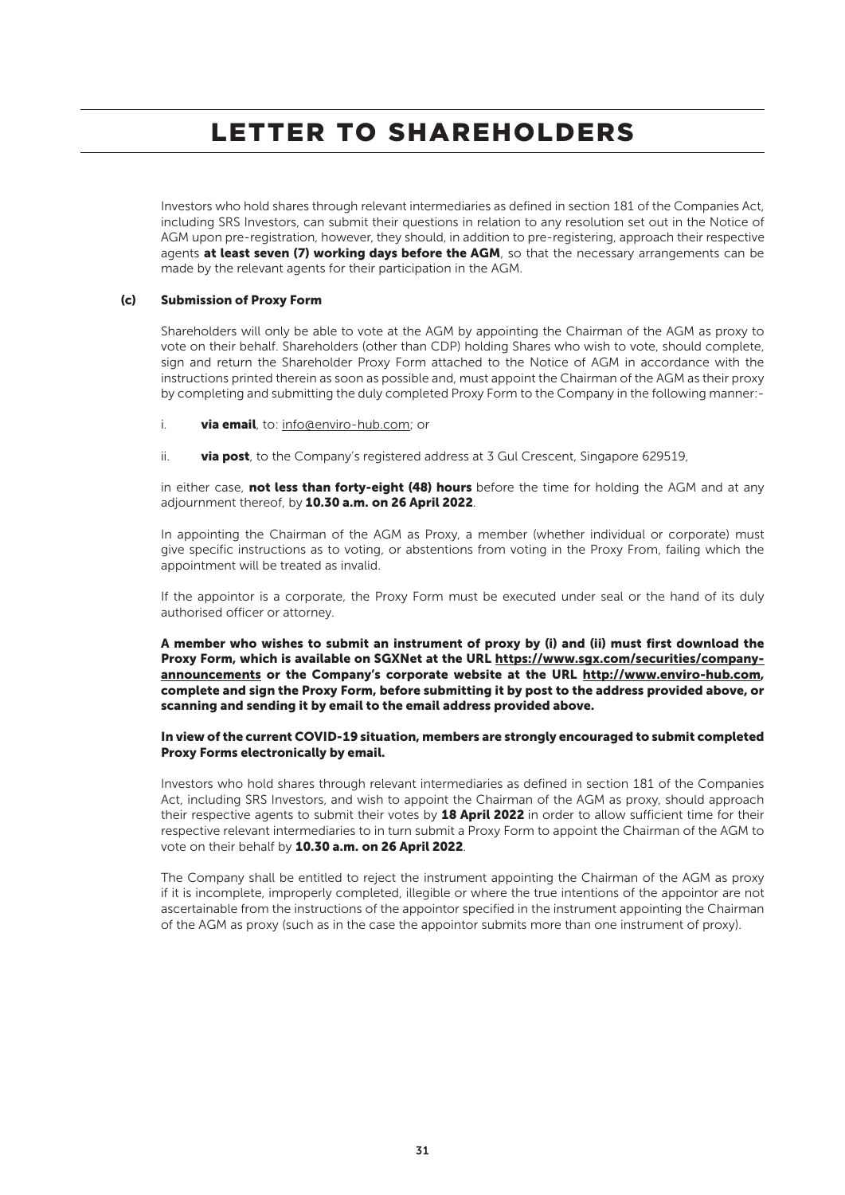# LETTER TO SHAREHOLDERS

Investors who hold shares through relevant intermediaries as defined in section 181 of the Companies Act, including SRS Investors, can submit their questions in relation to any resolution set out in the Notice of AGM upon pre-registration, however, they should, in addition to pre-registering, approach their respective agents **at least seven (7) working days before the AGM**, so that the necessary arrangements can be made by the relevant agents for their participation in the AGM.

**(c) Submission of Proxy Form**

Shareholders will only be able to vote at the AGM by appointing the Chairman of the AGM as proxy to vote on their behalf. Shareholders (other than CDP) holding Shares who wish to vote, should complete, sign and return the Shareholder Proxy Form attached to the Notice of AGM in accordance with the instructions printed therein as soon as possible and, must appoint the Chairman of the AGM as their proxy by completing and submitting the duly completed Proxy Form to the Company in the following manner:-

i. **via email**, to: info@enviro-hub.com; or

ii. **via post**, to the Company's registered address at 3 Gul Crescent, Singapore 629519,

in either case, **not less than forty-eight (48) hours** before the time for holding the AGM and at any adjournment thereof, by **10.30 a.m. on 26 April 2022**.

In appointing the Chairman of the AGM as Proxy, a member (whether individual or corporate) must give specific instructions as to voting, or abstentions from voting in the Proxy From, failing which the appointment will be treated as invalid.

If the appointor is a corporate, the Proxy Form must be executed under seal or the hand of its duly authorised officer or attorney.

**A member who wishes to submit an instrument of proxy by (i) and (ii) must first download the Proxy Form, which is available on SGXNet at the URL https://www.sgx.com/securities/company-announcements or the Company's corporate website at the URL http://www.enviro-hub.com, complete and sign the Proxy Form, before submitting it by post to the address provided above, or scanning and sending it by email to the email address provided above.**

**In view of the current COVID-19 situation, members are strongly encouraged to submit completed Proxy Forms electronically by email.**

Investors who hold shares through relevant intermediaries as defined in section 181 of the Companies Act, including SRS Investors, and wish to appoint the Chairman of the AGM as proxy, should approach their respective agents to submit their votes by **18 April 2022** in order to allow sufficient time for their respective relevant intermediaries to in turn submit a Proxy Form to appoint the Chairman of the AGM to vote on their behalf by **10.30 a.m. on 26 April 2022**.

The Company shall be entitled to reject the instrument appointing the Chairman of the AGM as proxy if it is incomplete, improperly completed, illegible or where the true intentions of the appointor are not ascertainable from the instructions of the appointor specified in the instrument appointing the Chairman of the AGM as proxy (such as in the case the appointor submits more than one instrument of proxy).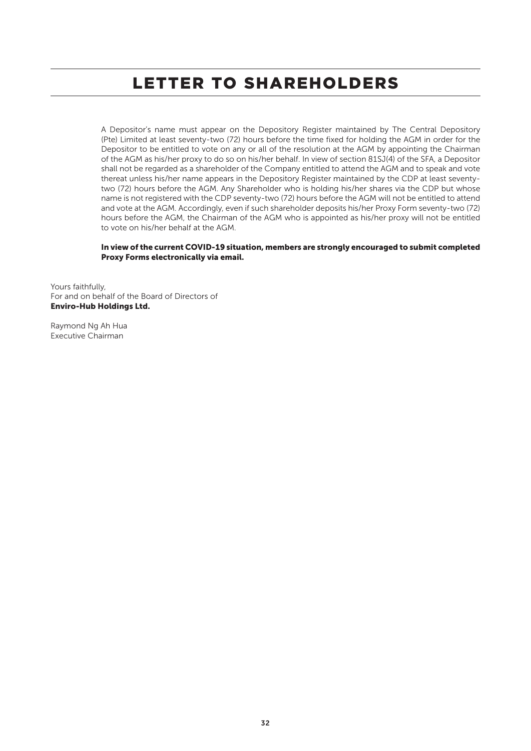# LETTER TO SHAREHOLDERS

A Depositor's name must appear on the Depository Register maintained by The Central Depository (Pte) Limited at least seventy-two (72) hours before the time fixed for holding the AGM in order for the Depositor to be entitled to vote on any or all of the resolution at the AGM by appointing the Chairman of the AGM as his/her proxy to do so on his/her behalf. In view of section 81SJ(4) of the SFA, a Depositor shall not be regarded as a shareholder of the Company entitled to attend the AGM and to speak and vote thereat unless his/her name appears in the Depository Register maintained by the CDP at least seventy-two (72) hours before the AGM. Any Shareholder who is holding his/her shares via the CDP but whose name is not registered with the CDP seventy-two (72) hours before the AGM will not be entitled to attend and vote at the AGM. Accordingly, even if such shareholder deposits his/her Proxy Form seventy-two (72) hours before the AGM, the Chairman of the AGM who is appointed as his/her proxy will not be entitled to vote on his/her behalf at the AGM.

**In view of the current COVID-19 situation, members are strongly encouraged to submit completed Proxy Forms electronically via email.**

Yours faithfully,
For and on behalf of the Board of Directors of
**Enviro-Hub Holdings Ltd.**

Raymond Ng Ah Hua
Executive Chairman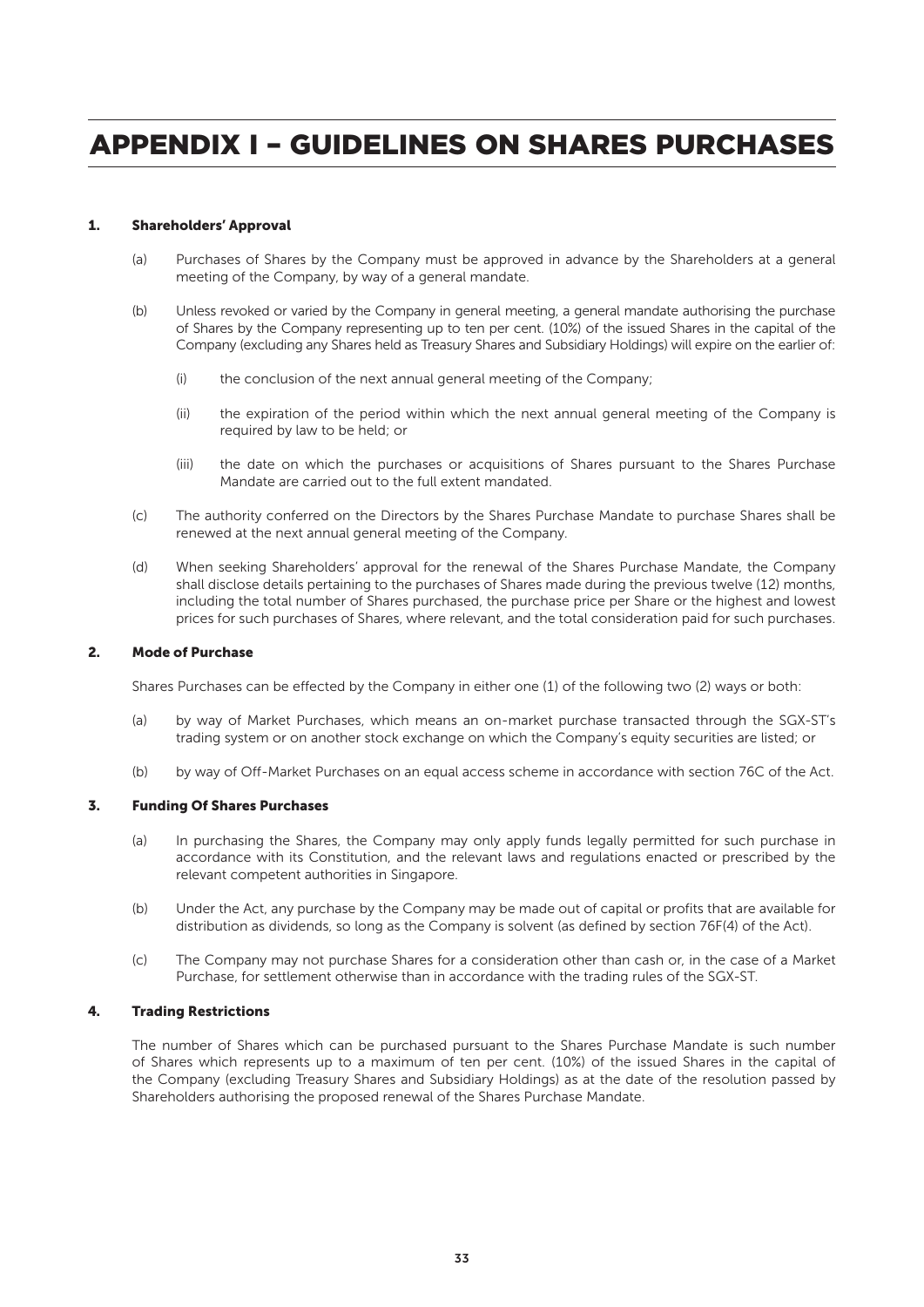# APPENDIX I – GUIDELINES ON SHARES PURCHASES

## 1. Shareholders' Approval

(a) Purchases of Shares by the Company must be approved in advance by the Shareholders at a general meeting of the Company, by way of a general mandate.

(b) Unless revoked or varied by the Company in general meeting, a general mandate authorising the purchase of Shares by the Company representing up to ten per cent. (10%) of the issued Shares in the capital of the Company (excluding any Shares held as Treasury Shares and Subsidiary Holdings) will expire on the earlier of:

(i) the conclusion of the next annual general meeting of the Company;

(ii) the expiration of the period within which the next annual general meeting of the Company is required by law to be held; or

(iii) the date on which the purchases or acquisitions of Shares pursuant to the Shares Purchase Mandate are carried out to the full extent mandated.

(c) The authority conferred on the Directors by the Shares Purchase Mandate to purchase Shares shall be renewed at the next annual general meeting of the Company.

(d) When seeking Shareholders' approval for the renewal of the Shares Purchase Mandate, the Company shall disclose details pertaining to the purchases of Shares made during the previous twelve (12) months, including the total number of Shares purchased, the purchase price per Share or the highest and lowest prices for such purchases of Shares, where relevant, and the total consideration paid for such purchases.

## 2. Mode of Purchase

Shares Purchases can be effected by the Company in either one (1) of the following two (2) ways or both:

(a) by way of Market Purchases, which means an on-market purchase transacted through the SGX-ST's trading system or on another stock exchange on which the Company's equity securities are listed; or

(b) by way of Off-Market Purchases on an equal access scheme in accordance with section 76C of the Act.

## 3. Funding Of Shares Purchases

(a) In purchasing the Shares, the Company may only apply funds legally permitted for such purchase in accordance with its Constitution, and the relevant laws and regulations enacted or prescribed by the relevant competent authorities in Singapore.

(b) Under the Act, any purchase by the Company may be made out of capital or profits that are available for distribution as dividends, so long as the Company is solvent (as defined by section 76F(4) of the Act).

(c) The Company may not purchase Shares for a consideration other than cash or, in the case of a Market Purchase, for settlement otherwise than in accordance with the trading rules of the SGX-ST.

## 4. Trading Restrictions

The number of Shares which can be purchased pursuant to the Shares Purchase Mandate is such number of Shares which represents up to a maximum of ten per cent. (10%) of the issued Shares in the capital of the Company (excluding Treasury Shares and Subsidiary Holdings) as at the date of the resolution passed by Shareholders authorising the proposed renewal of the Shares Purchase Mandate.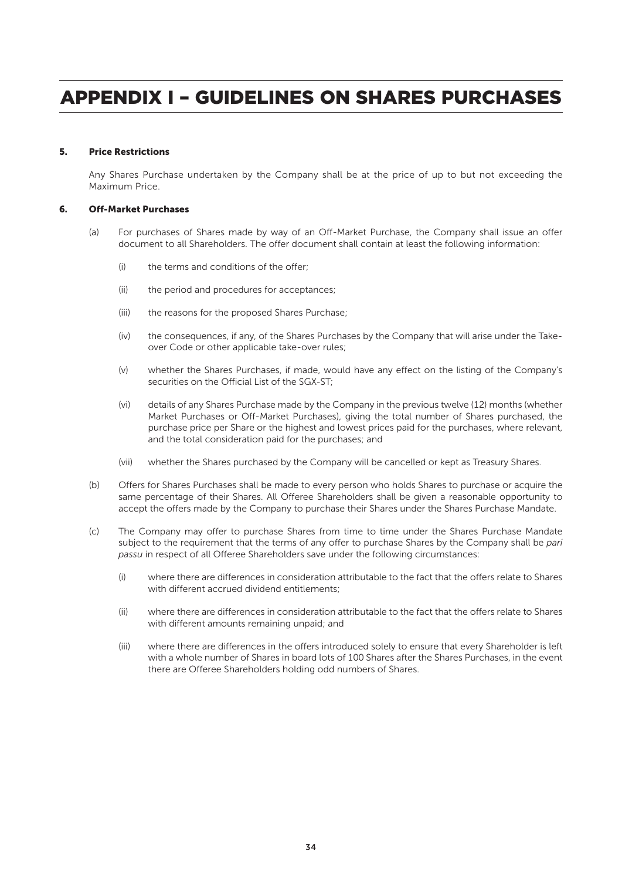# APPENDIX I – GUIDELINES ON SHARES PURCHASES

## 5. Price Restrictions

Any Shares Purchase undertaken by the Company shall be at the price of up to but not exceeding the Maximum Price.

## 6. Off-Market Purchases

(a) For purchases of Shares made by way of an Off-Market Purchase, the Company shall issue an offer document to all Shareholders. The offer document shall contain at least the following information:

  (i) the terms and conditions of the offer;

  (ii) the period and procedures for acceptances;

  (iii) the reasons for the proposed Shares Purchase;

  (iv) the consequences, if any, of the Shares Purchases by the Company that will arise under the Take-over Code or other applicable take-over rules;

  (v) whether the Shares Purchases, if made, would have any effect on the listing of the Company's securities on the Official List of the SGX-ST;

  (vi) details of any Shares Purchase made by the Company in the previous twelve (12) months (whether Market Purchases or Off-Market Purchases), giving the total number of Shares purchased, the purchase price per Share or the highest and lowest prices paid for the purchases, where relevant, and the total consideration paid for the purchases; and

  (vii) whether the Shares purchased by the Company will be cancelled or kept as Treasury Shares.

(b) Offers for Shares Purchases shall be made to every person who holds Shares to purchase or acquire the same percentage of their Shares. All Offeree Shareholders shall be given a reasonable opportunity to accept the offers made by the Company to purchase their Shares under the Shares Purchase Mandate.

(c) The Company may offer to purchase Shares from time to time under the Shares Purchase Mandate subject to the requirement that the terms of any offer to purchase Shares by the Company shall be *pari passu* in respect of all Offeree Shareholders save under the following circumstances:

  (i) where there are differences in consideration attributable to the fact that the offers relate to Shares with different accrued dividend entitlements;

  (ii) where there are differences in consideration attributable to the fact that the offers relate to Shares with different amounts remaining unpaid; and

  (iii) where there are differences in the offers introduced solely to ensure that every Shareholder is left with a whole number of Shares in board lots of 100 Shares after the Shares Purchases, in the event there are Offeree Shareholders holding odd numbers of Shares.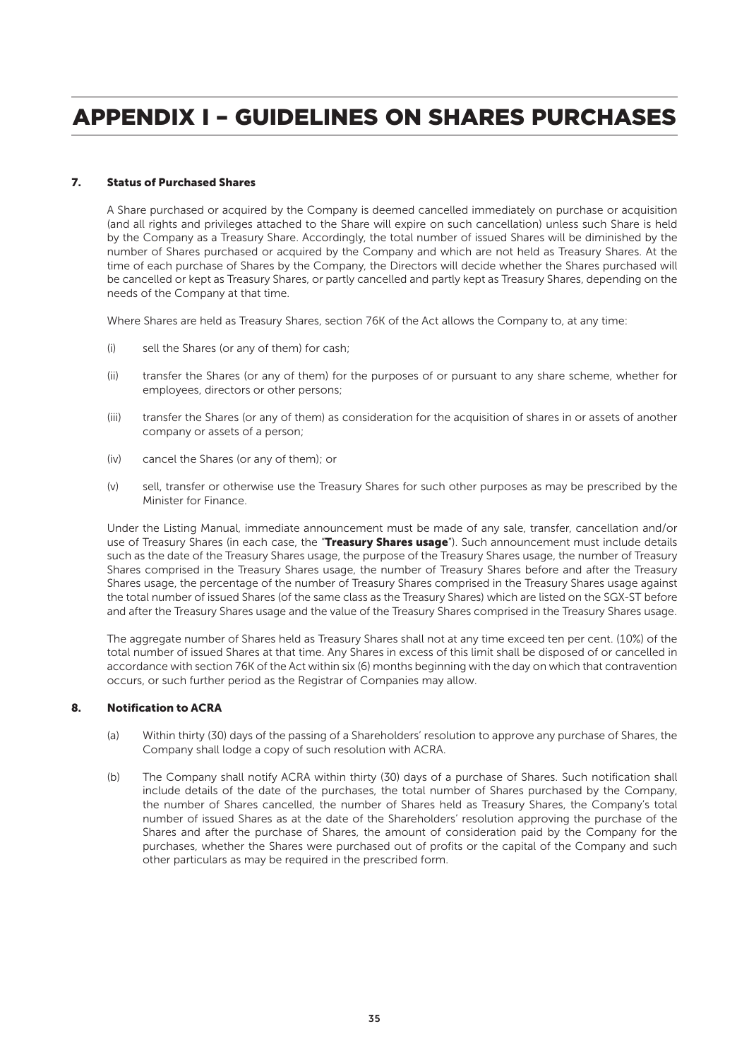# APPENDIX I – GUIDELINES ON SHARES PURCHASES

## 7. Status of Purchased Shares

A Share purchased or acquired by the Company is deemed cancelled immediately on purchase or acquisition (and all rights and privileges attached to the Share will expire on such cancellation) unless such Share is held by the Company as a Treasury Share. Accordingly, the total number of issued Shares will be diminished by the number of Shares purchased or acquired by the Company and which are not held as Treasury Shares. At the time of each purchase of Shares by the Company, the Directors will decide whether the Shares purchased will be cancelled or kept as Treasury Shares, or partly cancelled and partly kept as Treasury Shares, depending on the needs of the Company at that time.

Where Shares are held as Treasury Shares, section 76K of the Act allows the Company to, at any time:

(i) sell the Shares (or any of them) for cash;

(ii) transfer the Shares (or any of them) for the purposes of or pursuant to any share scheme, whether for employees, directors or other persons;

(iii) transfer the Shares (or any of them) as consideration for the acquisition of shares in or assets of another company or assets of a person;

(iv) cancel the Shares (or any of them); or

(v) sell, transfer or otherwise use the Treasury Shares for such other purposes as may be prescribed by the Minister for Finance.

Under the Listing Manual, immediate announcement must be made of any sale, transfer, cancellation and/or use of Treasury Shares (in each case, the "**Treasury Shares usage**"). Such announcement must include details such as the date of the Treasury Shares usage, the purpose of the Treasury Shares usage, the number of Treasury Shares comprised in the Treasury Shares usage, the number of Treasury Shares before and after the Treasury Shares usage, the percentage of the number of Treasury Shares comprised in the Treasury Shares usage against the total number of issued Shares (of the same class as the Treasury Shares) which are listed on the SGX-ST before and after the Treasury Shares usage and the value of the Treasury Shares comprised in the Treasury Shares usage.

The aggregate number of Shares held as Treasury Shares shall not at any time exceed ten per cent. (10%) of the total number of issued Shares at that time. Any Shares in excess of this limit shall be disposed of or cancelled in accordance with section 76K of the Act within six (6) months beginning with the day on which that contravention occurs, or such further period as the Registrar of Companies may allow.

## 8. Notification to ACRA

(a) Within thirty (30) days of the passing of a Shareholders' resolution to approve any purchase of Shares, the Company shall lodge a copy of such resolution with ACRA.

(b) The Company shall notify ACRA within thirty (30) days of a purchase of Shares. Such notification shall include details of the date of the purchases, the total number of Shares purchased by the Company, the number of Shares cancelled, the number of Shares held as Treasury Shares, the Company's total number of issued Shares as at the date of the Shareholders' resolution approving the purchase of the Shares and after the purchase of Shares, the amount of consideration paid by the Company for the purchases, whether the Shares were purchased out of profits or the capital of the Company and such other particulars as may be required in the prescribed form.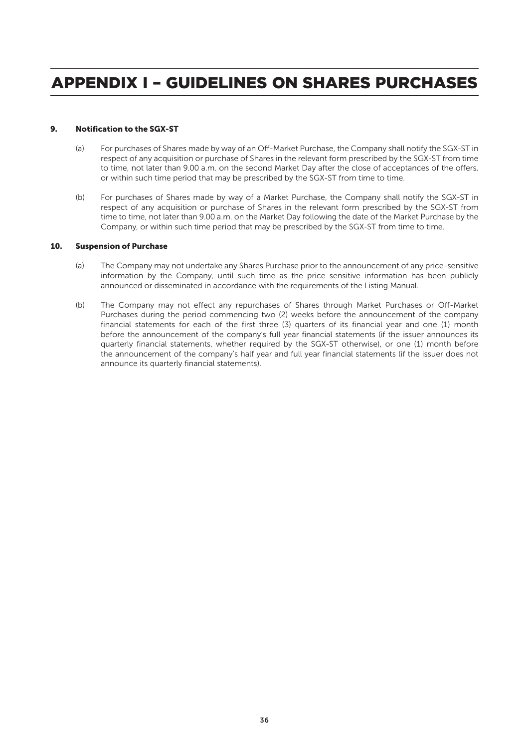# APPENDIX I – GUIDELINES ON SHARES PURCHASES

### 9. Notification to the SGX-ST

(a) For purchases of Shares made by way of an Off-Market Purchase, the Company shall notify the SGX-ST in respect of any acquisition or purchase of Shares in the relevant form prescribed by the SGX-ST from time to time, not later than 9.00 a.m. on the second Market Day after the close of acceptances of the offers, or within such time period that may be prescribed by the SGX-ST from time to time.

(b) For purchases of Shares made by way of a Market Purchase, the Company shall notify the SGX-ST in respect of any acquisition or purchase of Shares in the relevant form prescribed by the SGX-ST from time to time, not later than 9.00 a.m. on the Market Day following the date of the Market Purchase by the Company, or within such time period that may be prescribed by the SGX-ST from time to time.

### 10. Suspension of Purchase

(a) The Company may not undertake any Shares Purchase prior to the announcement of any price-sensitive information by the Company, until such time as the price sensitive information has been publicly announced or disseminated in accordance with the requirements of the Listing Manual.

(b) The Company may not effect any repurchases of Shares through Market Purchases or Off-Market Purchases during the period commencing two (2) weeks before the announcement of the company financial statements for each of the first three (3) quarters of its financial year and one (1) month before the announcement of the company's full year financial statements (if the issuer announces its quarterly financial statements, whether required by the SGX-ST otherwise), or one (1) month before the announcement of the company's half year and full year financial statements (if the issuer does not announce its quarterly financial statements).